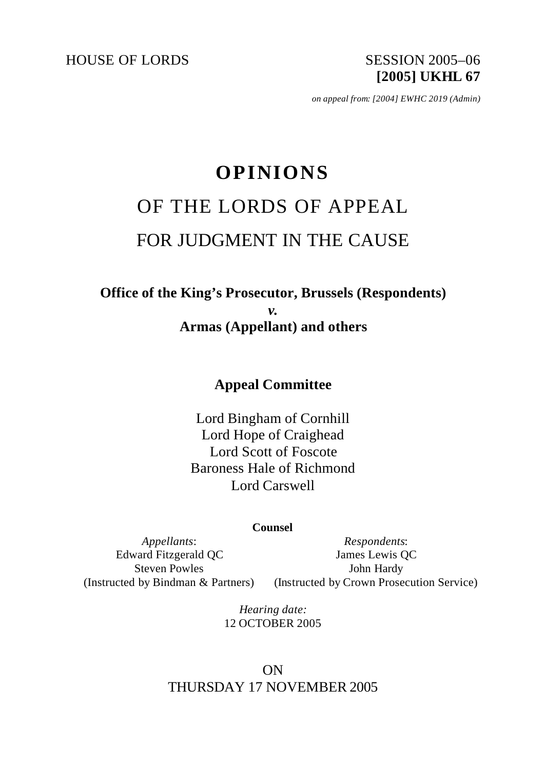HOUSE OF LORDS SESSION 2005–06

**[2005] UKHL 67**

*on appeal from: [2004] EWHC 2019 (Admin)*

# OPINIONS

## OF THE LORDS OF APPEAL

## FOR JUDGMENT IN THE CAUSE

**Office of the King's Prosecutor, Brussels (Respondents)**

***v.***

**Armas (Appellant) and others**

**Appeal Committee**

Lord Bingham of Cornhill
Lord Hope of Craighead
Lord Scott of Foscote
Baroness Hale of Richmond
Lord Carswell

**Counsel**

*Appellants*:
Edward Fitzgerald QC
Steven Powles
(Instructed by Bindman & Partners)

*Respondents*:
James Lewis QC
John Hardy
(Instructed by Crown Prosecution Service)

*Hearing date:*
12 OCTOBER 2005

ON
THURSDAY 17 NOVEMBER 2005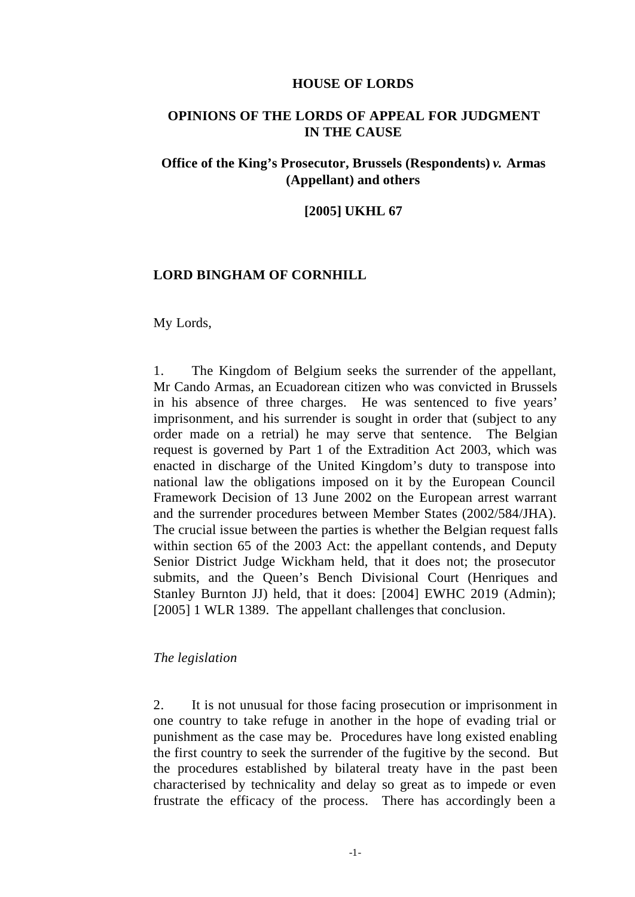**HOUSE OF LORDS**

**OPINIONS OF THE LORDS OF APPEAL FOR JUDGMENT IN THE CAUSE**

**Office of the King's Prosecutor, Brussels (Respondents) *v.* Armas (Appellant) and others**

**[2005] UKHL 67**

**LORD BINGHAM OF CORNHILL**

My Lords,

1. The Kingdom of Belgium seeks the surrender of the appellant, Mr Cando Armas, an Ecuadorean citizen who was convicted in Brussels in his absence of three charges. He was sentenced to five years' imprisonment, and his surrender is sought in order that (subject to any order made on a retrial) he may serve that sentence. The Belgian request is governed by Part 1 of the Extradition Act 2003, which was enacted in discharge of the United Kingdom's duty to transpose into national law the obligations imposed on it by the European Council Framework Decision of 13 June 2002 on the European arrest warrant and the surrender procedures between Member States (2002/584/JHA). The crucial issue between the parties is whether the Belgian request falls within section 65 of the 2003 Act: the appellant contends, and Deputy Senior District Judge Wickham held, that it does not; the prosecutor submits, and the Queen's Bench Divisional Court (Henriques and Stanley Burnton JJ) held, that it does: [2004] EWHC 2019 (Admin); [2005] 1 WLR 1389. The appellant challenges that conclusion.

*The legislation*

2. It is not unusual for those facing prosecution or imprisonment in one country to take refuge in another in the hope of evading trial or punishment as the case may be. Procedures have long existed enabling the first country to seek the surrender of the fugitive by the second. But the procedures established by bilateral treaty have in the past been characterised by technicality and delay so great as to impede or even frustrate the efficacy of the process. There has accordingly been a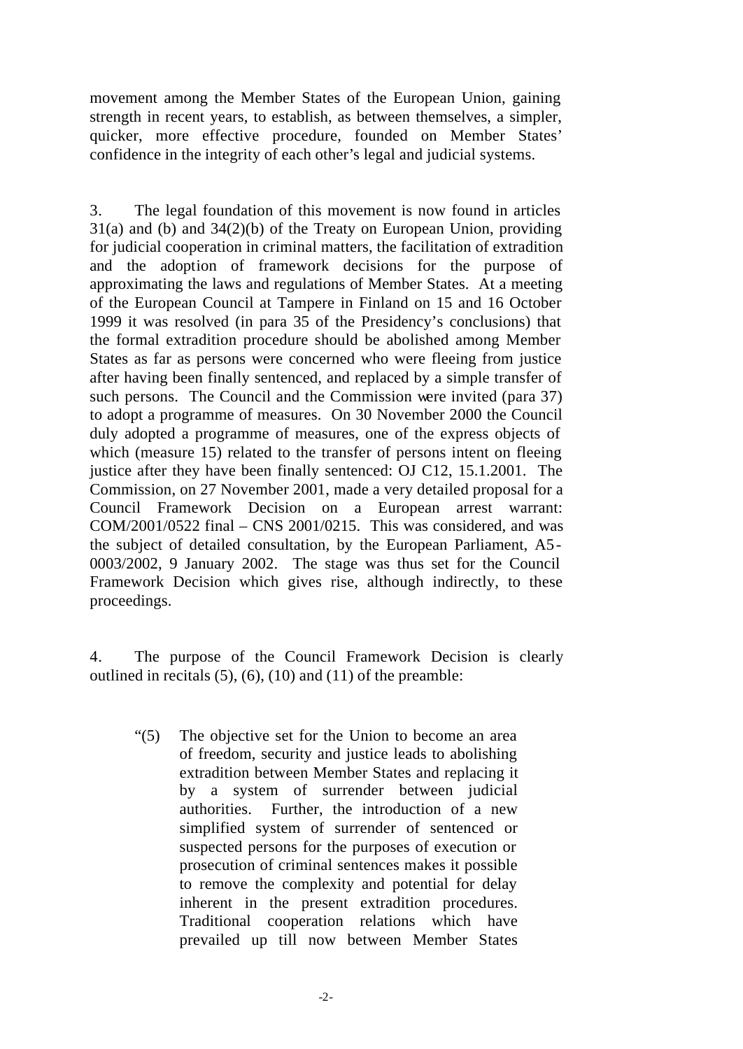movement among the Member States of the European Union, gaining strength in recent years, to establish, as between themselves, a simpler, quicker, more effective procedure, founded on Member States' confidence in the integrity of each other's legal and judicial systems.

3. The legal foundation of this movement is now found in articles 31(a) and (b) and 34(2)(b) of the Treaty on European Union, providing for judicial cooperation in criminal matters, the facilitation of extradition and the adoption of framework decisions for the purpose of approximating the laws and regulations of Member States. At a meeting of the European Council at Tampere in Finland on 15 and 16 October 1999 it was resolved (in para 35 of the Presidency's conclusions) that the formal extradition procedure should be abolished among Member States as far as persons were concerned who were fleeing from justice after having been finally sentenced, and replaced by a simple transfer of such persons. The Council and the Commission were invited (para 37) to adopt a programme of measures. On 30 November 2000 the Council duly adopted a programme of measures, one of the express objects of which (measure 15) related to the transfer of persons intent on fleeing justice after they have been finally sentenced: OJ C12, 15.1.2001. The Commission, on 27 November 2001, made a very detailed proposal for a Council Framework Decision on a European arrest warrant: COM/2001/0522 final – CNS 2001/0215. This was considered, and was the subject of detailed consultation, by the European Parliament, A5-0003/2002, 9 January 2002. The stage was thus set for the Council Framework Decision which gives rise, although indirectly, to these proceedings.

4. The purpose of the Council Framework Decision is clearly outlined in recitals (5), (6), (10) and (11) of the preamble:

> "(5) The objective set for the Union to become an area of freedom, security and justice leads to abolishing extradition between Member States and replacing it by a system of surrender between judicial authorities. Further, the introduction of a new simplified system of surrender of sentenced or suspected persons for the purposes of execution or prosecution of criminal sentences makes it possible to remove the complexity and potential for delay inherent in the present extradition procedures. Traditional cooperation relations which have prevailed up till now between Member States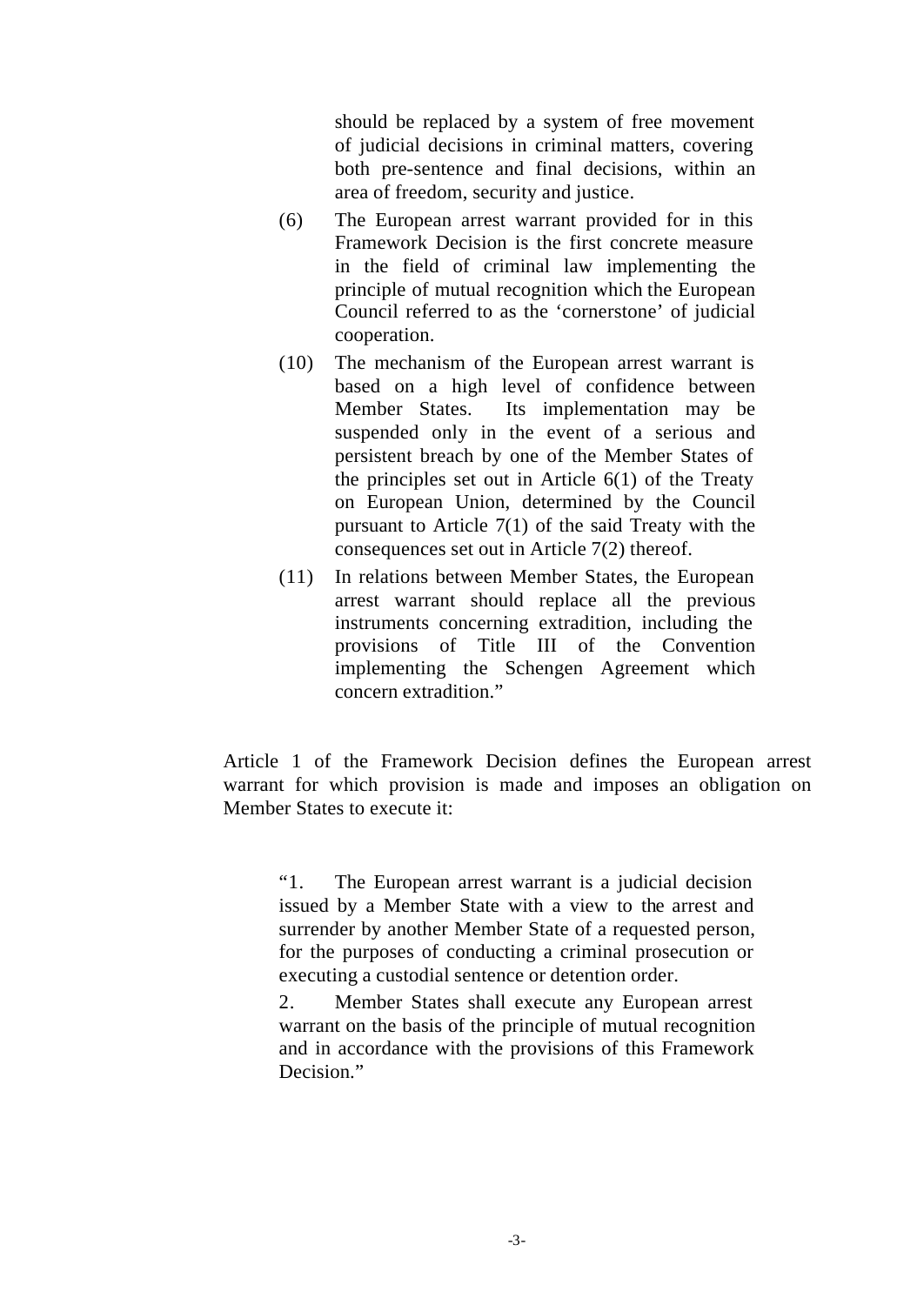should be replaced by a system of free movement of judicial decisions in criminal matters, covering both pre-sentence and final decisions, within an area of freedom, security and justice.

(6) The European arrest warrant provided for in this Framework Decision is the first concrete measure in the field of criminal law implementing the principle of mutual recognition which the European Council referred to as the 'cornerstone' of judicial cooperation.

(10) The mechanism of the European arrest warrant is based on a high level of confidence between Member States. Its implementation may be suspended only in the event of a serious and persistent breach by one of the Member States of the principles set out in Article 6(1) of the Treaty on European Union, determined by the Council pursuant to Article 7(1) of the said Treaty with the consequences set out in Article 7(2) thereof.

(11) In relations between Member States, the European arrest warrant should replace all the previous instruments concerning extradition, including the provisions of Title III of the Convention implementing the Schengen Agreement which concern extradition."

Article 1 of the Framework Decision defines the European arrest warrant for which provision is made and imposes an obligation on Member States to execute it:

> "1. The European arrest warrant is a judicial decision issued by a Member State with a view to the arrest and surrender by another Member State of a requested person, for the purposes of conducting a criminal prosecution or executing a custodial sentence or detention order.
>
> 2. Member States shall execute any European arrest warrant on the basis of the principle of mutual recognition and in accordance with the provisions of this Framework Decision."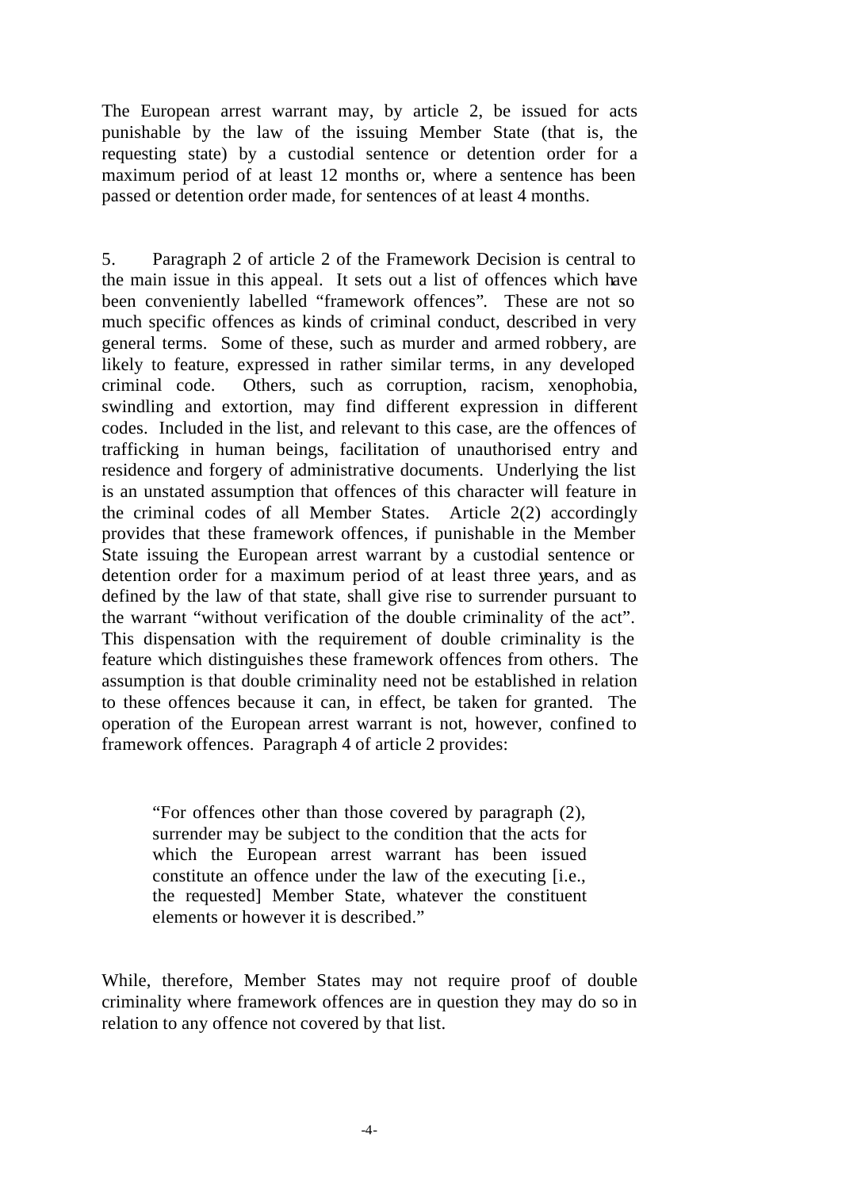The European arrest warrant may, by article 2, be issued for acts punishable by the law of the issuing Member State (that is, the requesting state) by a custodial sentence or detention order for a maximum period of at least 12 months or, where a sentence has been passed or detention order made, for sentences of at least 4 months.

5. Paragraph 2 of article 2 of the Framework Decision is central to the main issue in this appeal. It sets out a list of offences which have been conveniently labelled "framework offences". These are not so much specific offences as kinds of criminal conduct, described in very general terms. Some of these, such as murder and armed robbery, are likely to feature, expressed in rather similar terms, in any developed criminal code. Others, such as corruption, racism, xenophobia, swindling and extortion, may find different expression in different codes. Included in the list, and relevant to this case, are the offences of trafficking in human beings, facilitation of unauthorised entry and residence and forgery of administrative documents. Underlying the list is an unstated assumption that offences of this character will feature in the criminal codes of all Member States. Article 2(2) accordingly provides that these framework offences, if punishable in the Member State issuing the European arrest warrant by a custodial sentence or detention order for a maximum period of at least three years, and as defined by the law of that state, shall give rise to surrender pursuant to the warrant "without verification of the double criminality of the act". This dispensation with the requirement of double criminality is the feature which distinguishes these framework offences from others. The assumption is that double criminality need not be established in relation to these offences because it can, in effect, be taken for granted. The operation of the European arrest warrant is not, however, confined to framework offences. Paragraph 4 of article 2 provides:

> "For offences other than those covered by paragraph (2), surrender may be subject to the condition that the acts for which the European arrest warrant has been issued constitute an offence under the law of the executing [i.e., the requested] Member State, whatever the constituent elements or however it is described."

While, therefore, Member States may not require proof of double criminality where framework offences are in question they may do so in relation to any offence not covered by that list.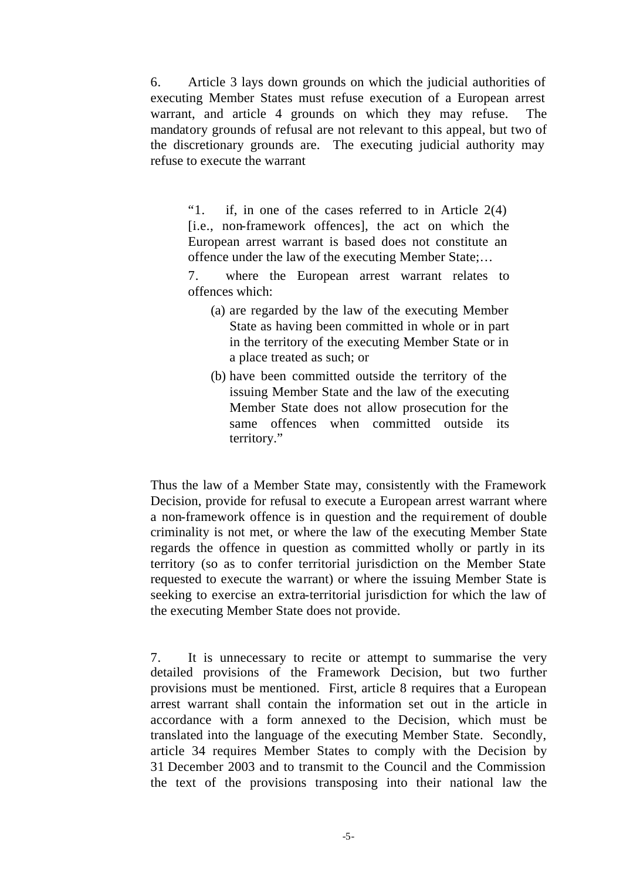6. Article 3 lays down grounds on which the judicial authorities of executing Member States must refuse execution of a European arrest warrant, and article 4 grounds on which they may refuse. The mandatory grounds of refusal are not relevant to this appeal, but two of the discretionary grounds are. The executing judicial authority may refuse to execute the warrant

> "1. if, in one of the cases referred to in Article 2(4) [i.e., non-framework offences], the act on which the European arrest warrant is based does not constitute an offence under the law of the executing Member State;…
>
> 7. where the European arrest warrant relates to offences which:
>
> (a) are regarded by the law of the executing Member State as having been committed in whole or in part in the territory of the executing Member State or in a place treated as such; or
>
> (b) have been committed outside the territory of the issuing Member State and the law of the executing Member State does not allow prosecution for the same offences when committed outside its territory."

Thus the law of a Member State may, consistently with the Framework Decision, provide for refusal to execute a European arrest warrant where a non-framework offence is in question and the requirement of double criminality is not met, or where the law of the executing Member State regards the offence in question as committed wholly or partly in its territory (so as to confer territorial jurisdiction on the Member State requested to execute the warrant) or where the issuing Member State is seeking to exercise an extra-territorial jurisdiction for which the law of the executing Member State does not provide.

7. It is unnecessary to recite or attempt to summarise the very detailed provisions of the Framework Decision, but two further provisions must be mentioned. First, article 8 requires that a European arrest warrant shall contain the information set out in the article in accordance with a form annexed to the Decision, which must be translated into the language of the executing Member State. Secondly, article 34 requires Member States to comply with the Decision by 31 December 2003 and to transmit to the Council and the Commission the text of the provisions transposing into their national law the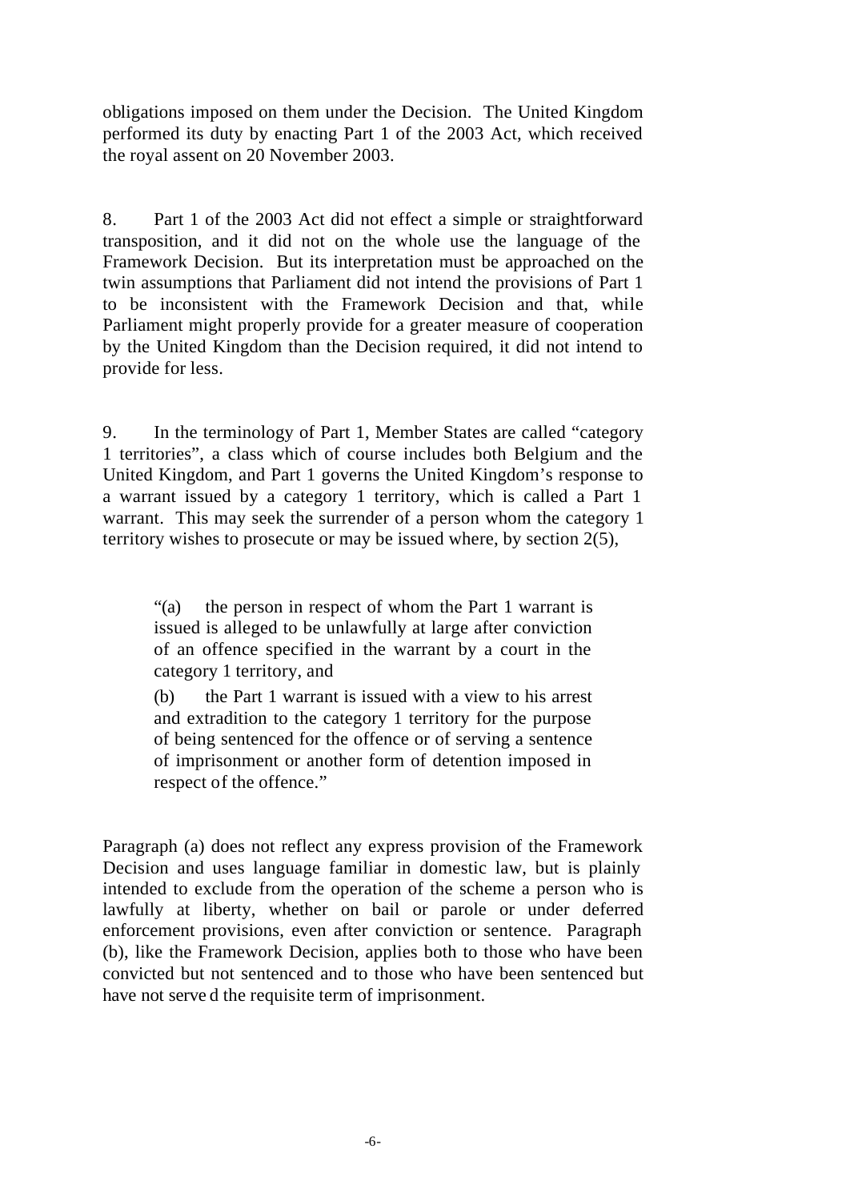obligations imposed on them under the Decision. The United Kingdom performed its duty by enacting Part 1 of the 2003 Act, which received the royal assent on 20 November 2003.

8. Part 1 of the 2003 Act did not effect a simple or straightforward transposition, and it did not on the whole use the language of the Framework Decision. But its interpretation must be approached on the twin assumptions that Parliament did not intend the provisions of Part 1 to be inconsistent with the Framework Decision and that, while Parliament might properly provide for a greater measure of cooperation by the United Kingdom than the Decision required, it did not intend to provide for less.

9. In the terminology of Part 1, Member States are called "category 1 territories", a class which of course includes both Belgium and the United Kingdom, and Part 1 governs the United Kingdom's response to a warrant issued by a category 1 territory, which is called a Part 1 warrant. This may seek the surrender of a person whom the category 1 territory wishes to prosecute or may be issued where, by section 2(5),

> "(a) the person in respect of whom the Part 1 warrant is issued is alleged to be unlawfully at large after conviction of an offence specified in the warrant by a court in the category 1 territory, and
>
> (b) the Part 1 warrant is issued with a view to his arrest and extradition to the category 1 territory for the purpose of being sentenced for the offence or of serving a sentence of imprisonment or another form of detention imposed in respect of the offence."

Paragraph (a) does not reflect any express provision of the Framework Decision and uses language familiar in domestic law, but is plainly intended to exclude from the operation of the scheme a person who is lawfully at liberty, whether on bail or parole or under deferred enforcement provisions, even after conviction or sentence. Paragraph (b), like the Framework Decision, applies both to those who have been convicted but not sentenced and to those who have been sentenced but have not served the requisite term of imprisonment.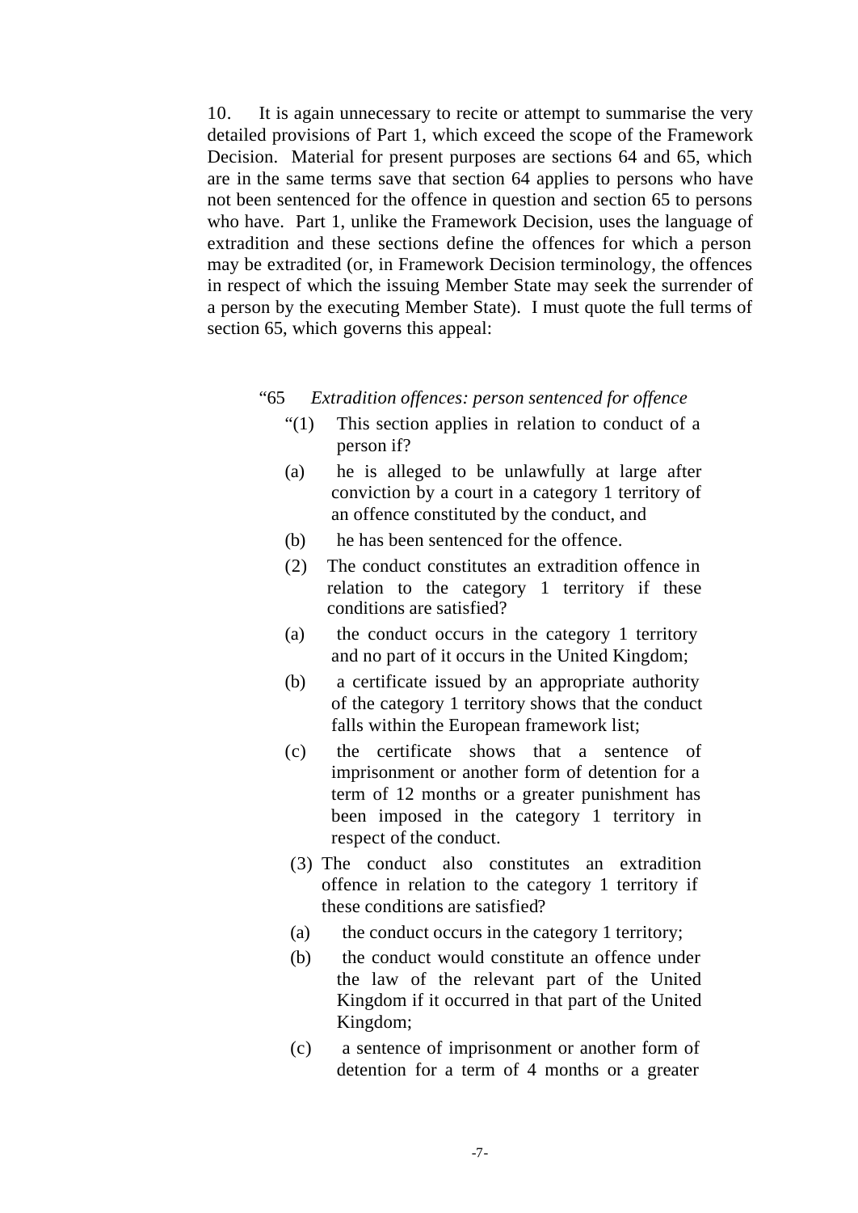10. It is again unnecessary to recite or attempt to summarise the very detailed provisions of Part 1, which exceed the scope of the Framework Decision. Material for present purposes are sections 64 and 65, which are in the same terms save that section 64 applies to persons who have not been sentenced for the offence in question and section 65 to persons who have. Part 1, unlike the Framework Decision, uses the language of extradition and these sections define the offences for which a person may be extradited (or, in Framework Decision terminology, the offences in respect of which the issuing Member State may seek the surrender of a person by the executing Member State). I must quote the full terms of section 65, which governs this appeal:

> "65 *Extradition offences: person sentenced for offence*
>
> "(1) This section applies in relation to conduct of a person if?
>
> (a) he is alleged to be unlawfully at large after conviction by a court in a category 1 territory of an offence constituted by the conduct, and
>
> (b) he has been sentenced for the offence.
>
> (2) The conduct constitutes an extradition offence in relation to the category 1 territory if these conditions are satisfied?
>
> (a) the conduct occurs in the category 1 territory and no part of it occurs in the United Kingdom;
>
> (b) a certificate issued by an appropriate authority of the category 1 territory shows that the conduct falls within the European framework list;
>
> (c) the certificate shows that a sentence of imprisonment or another form of detention for a term of 12 months or a greater punishment has been imposed in the category 1 territory in respect of the conduct.
>
> (3) The conduct also constitutes an extradition offence in relation to the category 1 territory if these conditions are satisfied?
>
> (a) the conduct occurs in the category 1 territory;
>
> (b) the conduct would constitute an offence under the law of the relevant part of the United Kingdom if it occurred in that part of the United Kingdom;
>
> (c) a sentence of imprisonment or another form of detention for a term of 4 months or a greater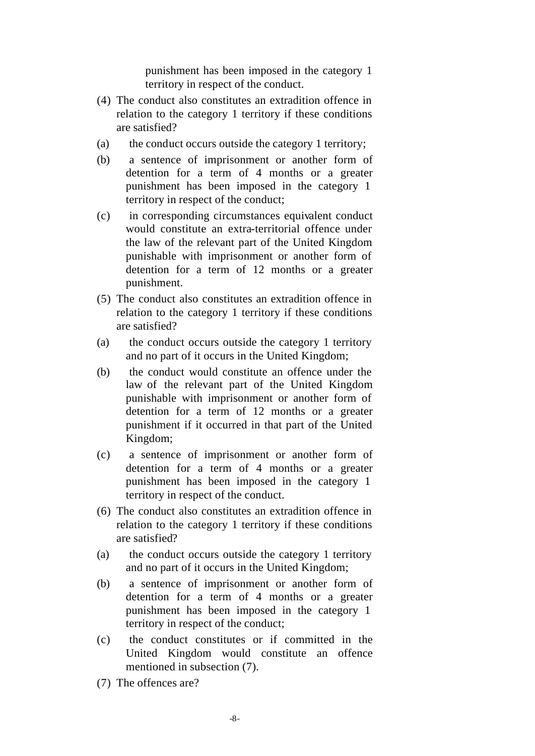punishment has been imposed in the category 1 territory in respect of the conduct.

(4) The conduct also constitutes an extradition offence in relation to the category 1 territory if these conditions are satisfied?

(a) the conduct occurs outside the category 1 territory;

(b) a sentence of imprisonment or another form of detention for a term of 4 months or a greater punishment has been imposed in the category 1 territory in respect of the conduct;

(c) in corresponding circumstances equivalent conduct would constitute an extra-territorial offence under the law of the relevant part of the United Kingdom punishable with imprisonment or another form of detention for a term of 12 months or a greater punishment.

(5) The conduct also constitutes an extradition offence in relation to the category 1 territory if these conditions are satisfied?

(a) the conduct occurs outside the category 1 territory and no part of it occurs in the United Kingdom;

(b) the conduct would constitute an offence under the law of the relevant part of the United Kingdom punishable with imprisonment or another form of detention for a term of 12 months or a greater punishment if it occurred in that part of the United Kingdom;

(c) a sentence of imprisonment or another form of detention for a term of 4 months or a greater punishment has been imposed in the category 1 territory in respect of the conduct.

(6) The conduct also constitutes an extradition offence in relation to the category 1 territory if these conditions are satisfied?

(a) the conduct occurs outside the category 1 territory and no part of it occurs in the United Kingdom;

(b) a sentence of imprisonment or another form of detention for a term of 4 months or a greater punishment has been imposed in the category 1 territory in respect of the conduct;

(c) the conduct constitutes or if committed in the United Kingdom would constitute an offence mentioned in subsection (7).

(7) The offences are?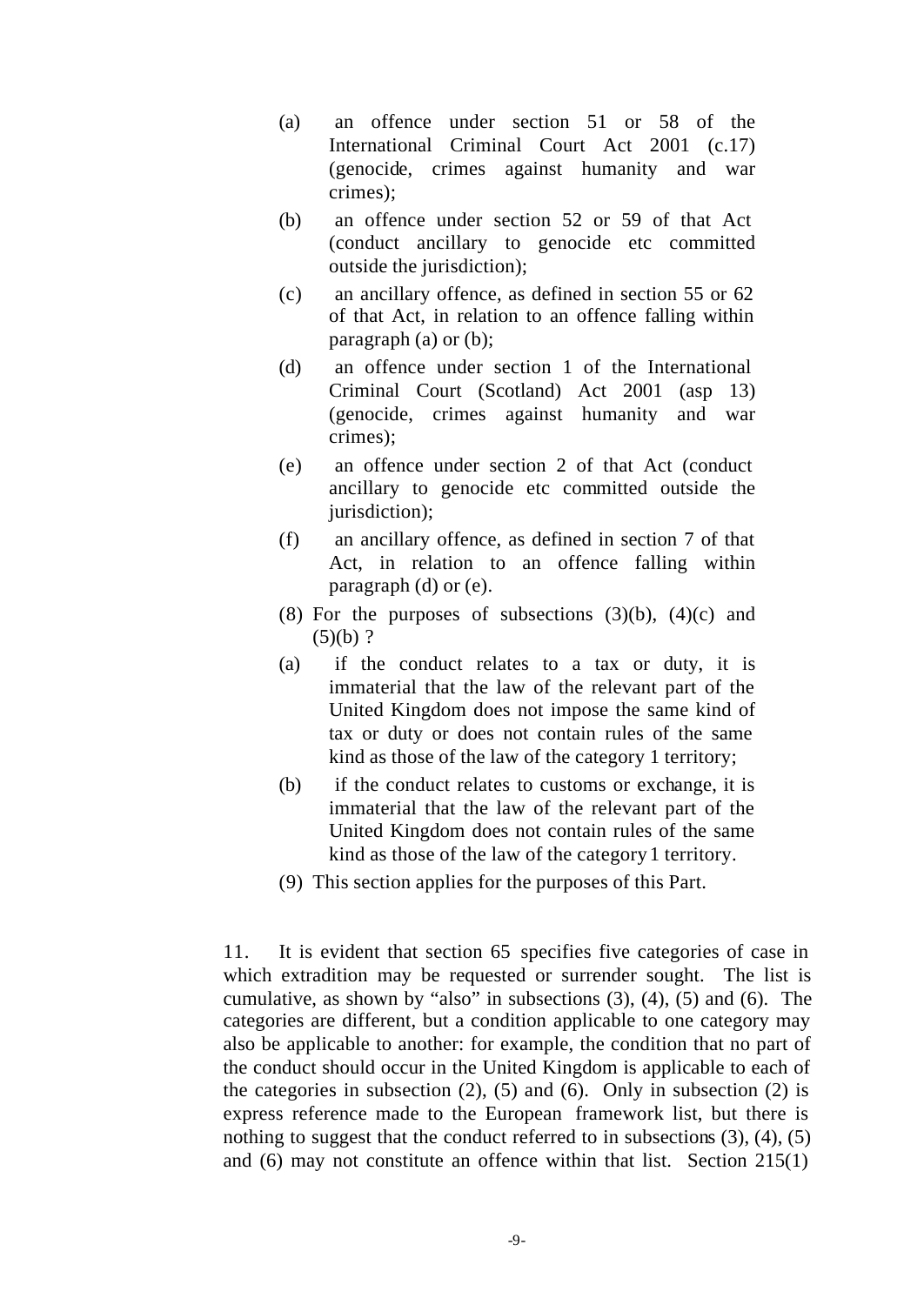(a) an offence under section 51 or 58 of the International Criminal Court Act 2001 (c.17) (genocide, crimes against humanity and war crimes);

(b) an offence under section 52 or 59 of that Act (conduct ancillary to genocide etc committed outside the jurisdiction);

(c) an ancillary offence, as defined in section 55 or 62 of that Act, in relation to an offence falling within paragraph (a) or (b);

(d) an offence under section 1 of the International Criminal Court (Scotland) Act 2001 (asp 13) (genocide, crimes against humanity and war crimes);

(e) an offence under section 2 of that Act (conduct ancillary to genocide etc committed outside the jurisdiction);

(f) an ancillary offence, as defined in section 7 of that Act, in relation to an offence falling within paragraph (d) or (e).

(8) For the purposes of subsections (3)(b), (4)(c) and (5)(b) ?

(a) if the conduct relates to a tax or duty, it is immaterial that the law of the relevant part of the United Kingdom does not impose the same kind of tax or duty or does not contain rules of the same kind as those of the law of the category 1 territory;

(b) if the conduct relates to customs or exchange, it is immaterial that the law of the relevant part of the United Kingdom does not contain rules of the same kind as those of the law of the category 1 territory.

(9) This section applies for the purposes of this Part.

11. It is evident that section 65 specifies five categories of case in which extradition may be requested or surrender sought. The list is cumulative, as shown by "also" in subsections (3), (4), (5) and (6). The categories are different, but a condition applicable to one category may also be applicable to another: for example, the condition that no part of the conduct should occur in the United Kingdom is applicable to each of the categories in subsection (2), (5) and (6). Only in subsection (2) is express reference made to the European framework list, but there is nothing to suggest that the conduct referred to in subsections (3), (4), (5) and (6) may not constitute an offence within that list. Section 215(1)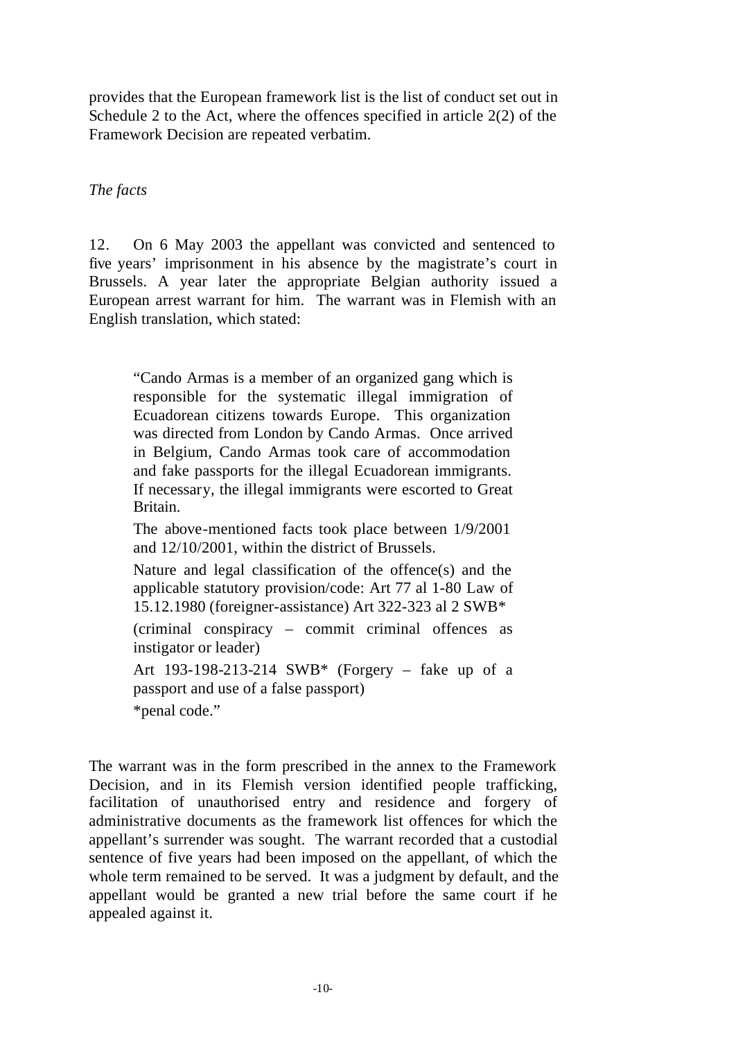provides that the European framework list is the list of conduct set out in Schedule 2 to the Act, where the offences specified in article 2(2) of the Framework Decision are repeated verbatim.

*The facts*

12. On 6 May 2003 the appellant was convicted and sentenced to five years' imprisonment in his absence by the magistrate's court in Brussels. A year later the appropriate Belgian authority issued a European arrest warrant for him. The warrant was in Flemish with an English translation, which stated:

> "Cando Armas is a member of an organized gang which is responsible for the systematic illegal immigration of Ecuadorean citizens towards Europe. This organization was directed from London by Cando Armas. Once arrived in Belgium, Cando Armas took care of accommodation and fake passports for the illegal Ecuadorean immigrants. If necessary, the illegal immigrants were escorted to Great Britain.
>
> The above-mentioned facts took place between 1/9/2001 and 12/10/2001, within the district of Brussels.
>
> Nature and legal classification of the offence(s) and the applicable statutory provision/code: Art 77 al 1-80 Law of 15.12.1980 (foreigner-assistance) Art 322-323 al 2 SWB*
>
> (criminal conspiracy – commit criminal offences as instigator or leader)
>
> Art 193-198-213-214 SWB* (Forgery – fake up of a passport and use of a false passport)
>
> *penal code."

The warrant was in the form prescribed in the annex to the Framework Decision, and in its Flemish version identified people trafficking, facilitation of unauthorised entry and residence and forgery of administrative documents as the framework list offences for which the appellant's surrender was sought. The warrant recorded that a custodial sentence of five years had been imposed on the appellant, of which the whole term remained to be served. It was a judgment by default, and the appellant would be granted a new trial before the same court if he appealed against it.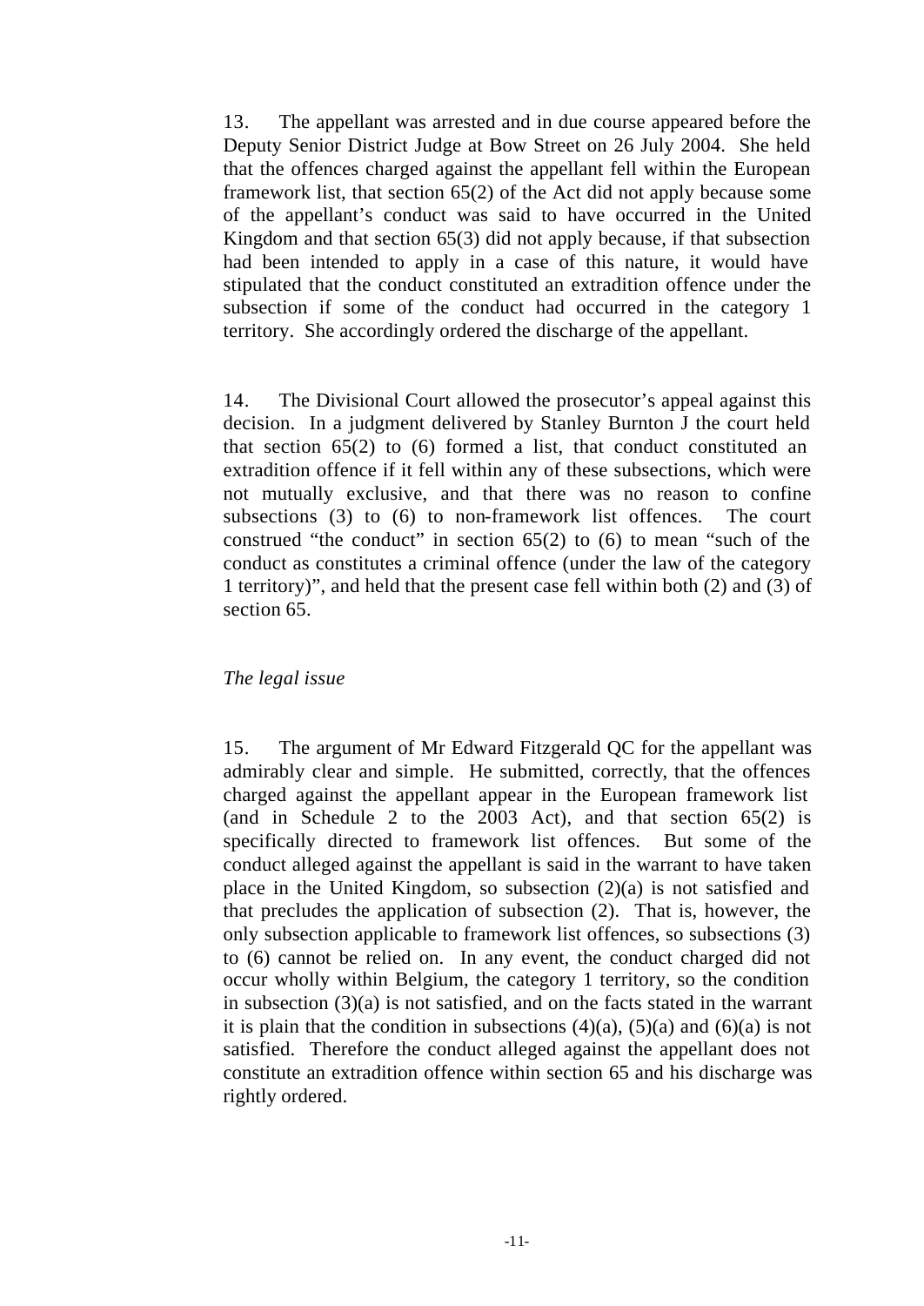13. The appellant was arrested and in due course appeared before the Deputy Senior District Judge at Bow Street on 26 July 2004. She held that the offences charged against the appellant fell within the European framework list, that section 65(2) of the Act did not apply because some of the appellant's conduct was said to have occurred in the United Kingdom and that section 65(3) did not apply because, if that subsection had been intended to apply in a case of this nature, it would have stipulated that the conduct constituted an extradition offence under the subsection if some of the conduct had occurred in the category 1 territory. She accordingly ordered the discharge of the appellant.

14. The Divisional Court allowed the prosecutor's appeal against this decision. In a judgment delivered by Stanley Burnton J the court held that section 65(2) to (6) formed a list, that conduct constituted an extradition offence if it fell within any of these subsections, which were not mutually exclusive, and that there was no reason to confine subsections (3) to (6) to non-framework list offences. The court construed "the conduct" in section 65(2) to (6) to mean "such of the conduct as constitutes a criminal offence (under the law of the category 1 territory)", and held that the present case fell within both (2) and (3) of section 65.

*The legal issue*

15. The argument of Mr Edward Fitzgerald QC for the appellant was admirably clear and simple. He submitted, correctly, that the offences charged against the appellant appear in the European framework list (and in Schedule 2 to the 2003 Act), and that section 65(2) is specifically directed to framework list offences. But some of the conduct alleged against the appellant is said in the warrant to have taken place in the United Kingdom, so subsection (2)(a) is not satisfied and that precludes the application of subsection (2). That is, however, the only subsection applicable to framework list offences, so subsections (3) to (6) cannot be relied on. In any event, the conduct charged did not occur wholly within Belgium, the category 1 territory, so the condition in subsection (3)(a) is not satisfied, and on the facts stated in the warrant it is plain that the condition in subsections (4)(a), (5)(a) and (6)(a) is not satisfied. Therefore the conduct alleged against the appellant does not constitute an extradition offence within section 65 and his discharge was rightly ordered.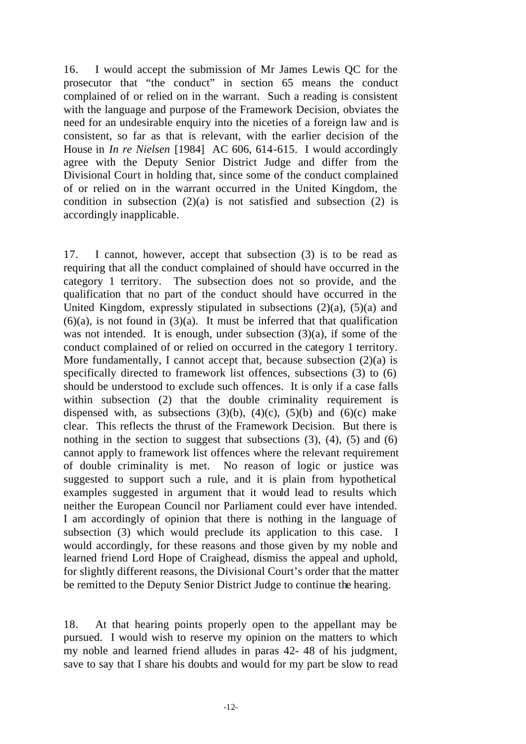16. I would accept the submission of Mr James Lewis QC for the prosecutor that "the conduct" in section 65 means the conduct complained of or relied on in the warrant. Such a reading is consistent with the language and purpose of the Framework Decision, obviates the need for an undesirable enquiry into the niceties of a foreign law and is consistent, so far as that is relevant, with the earlier decision of the House in *In re Nielsen* [1984] AC 606, 614-615. I would accordingly agree with the Deputy Senior District Judge and differ from the Divisional Court in holding that, since some of the conduct complained of or relied on in the warrant occurred in the United Kingdom, the condition in subsection (2)(a) is not satisfied and subsection (2) is accordingly inapplicable.

17. I cannot, however, accept that subsection (3) is to be read as requiring that all the conduct complained of should have occurred in the category 1 territory. The subsection does not so provide, and the qualification that no part of the conduct should have occurred in the United Kingdom, expressly stipulated in subsections (2)(a), (5)(a) and (6)(a), is not found in (3)(a). It must be inferred that that qualification was not intended. It is enough, under subsection (3)(a), if some of the conduct complained of or relied on occurred in the category 1 territory. More fundamentally, I cannot accept that, because subsection (2)(a) is specifically directed to framework list offences, subsections (3) to (6) should be understood to exclude such offences. It is only if a case falls within subsection (2) that the double criminality requirement is dispensed with, as subsections (3)(b), (4)(c), (5)(b) and (6)(c) make clear. This reflects the thrust of the Framework Decision. But there is nothing in the section to suggest that subsections (3), (4), (5) and (6) cannot apply to framework list offences where the relevant requirement of double criminality is met. No reason of logic or justice was suggested to support such a rule, and it is plain from hypothetical examples suggested in argument that it would lead to results which neither the European Council nor Parliament could ever have intended. I am accordingly of opinion that there is nothing in the language of subsection (3) which would preclude its application to this case. I would accordingly, for these reasons and those given by my noble and learned friend Lord Hope of Craighead, dismiss the appeal and uphold, for slightly different reasons, the Divisional Court's order that the matter be remitted to the Deputy Senior District Judge to continue the hearing.

18. At that hearing points properly open to the appellant may be pursued. I would wish to reserve my opinion on the matters to which my noble and learned friend alludes in paras 42- 48 of his judgment, save to say that I share his doubts and would for my part be slow to read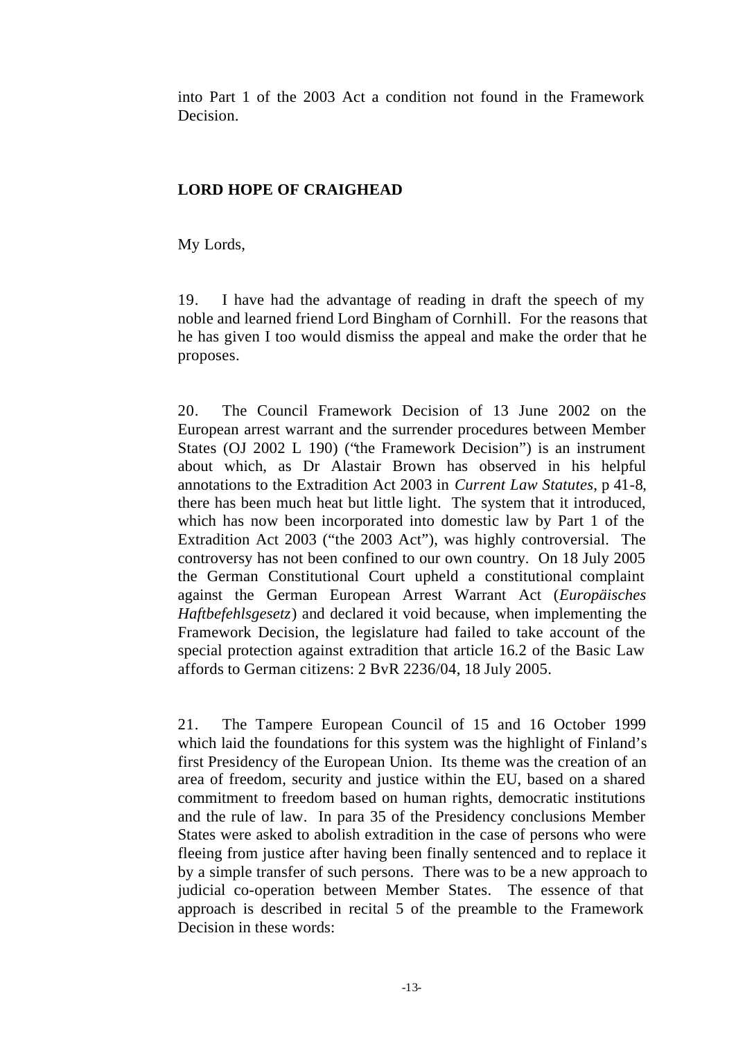into Part 1 of the 2003 Act a condition not found in the Framework Decision.

**LORD HOPE OF CRAIGHEAD**

My Lords,

19. I have had the advantage of reading in draft the speech of my noble and learned friend Lord Bingham of Cornhill. For the reasons that he has given I too would dismiss the appeal and make the order that he proposes.

20. The Council Framework Decision of 13 June 2002 on the European arrest warrant and the surrender procedures between Member States (OJ 2002 L 190) ("the Framework Decision") is an instrument about which, as Dr Alastair Brown has observed in his helpful annotations to the Extradition Act 2003 in *Current Law Statutes*, p 41-8, there has been much heat but little light. The system that it introduced, which has now been incorporated into domestic law by Part 1 of the Extradition Act 2003 ("the 2003 Act"), was highly controversial. The controversy has not been confined to our own country. On 18 July 2005 the German Constitutional Court upheld a constitutional complaint against the German European Arrest Warrant Act (*Europäisches Haftbefehlsgesetz*) and declared it void because, when implementing the Framework Decision, the legislature had failed to take account of the special protection against extradition that article 16.2 of the Basic Law affords to German citizens: 2 BvR 2236/04, 18 July 2005.

21. The Tampere European Council of 15 and 16 October 1999 which laid the foundations for this system was the highlight of Finland's first Presidency of the European Union. Its theme was the creation of an area of freedom, security and justice within the EU, based on a shared commitment to freedom based on human rights, democratic institutions and the rule of law. In para 35 of the Presidency conclusions Member States were asked to abolish extradition in the case of persons who were fleeing from justice after having been finally sentenced and to replace it by a simple transfer of such persons. There was to be a new approach to judicial co-operation between Member States. The essence of that approach is described in recital 5 of the preamble to the Framework Decision in these words: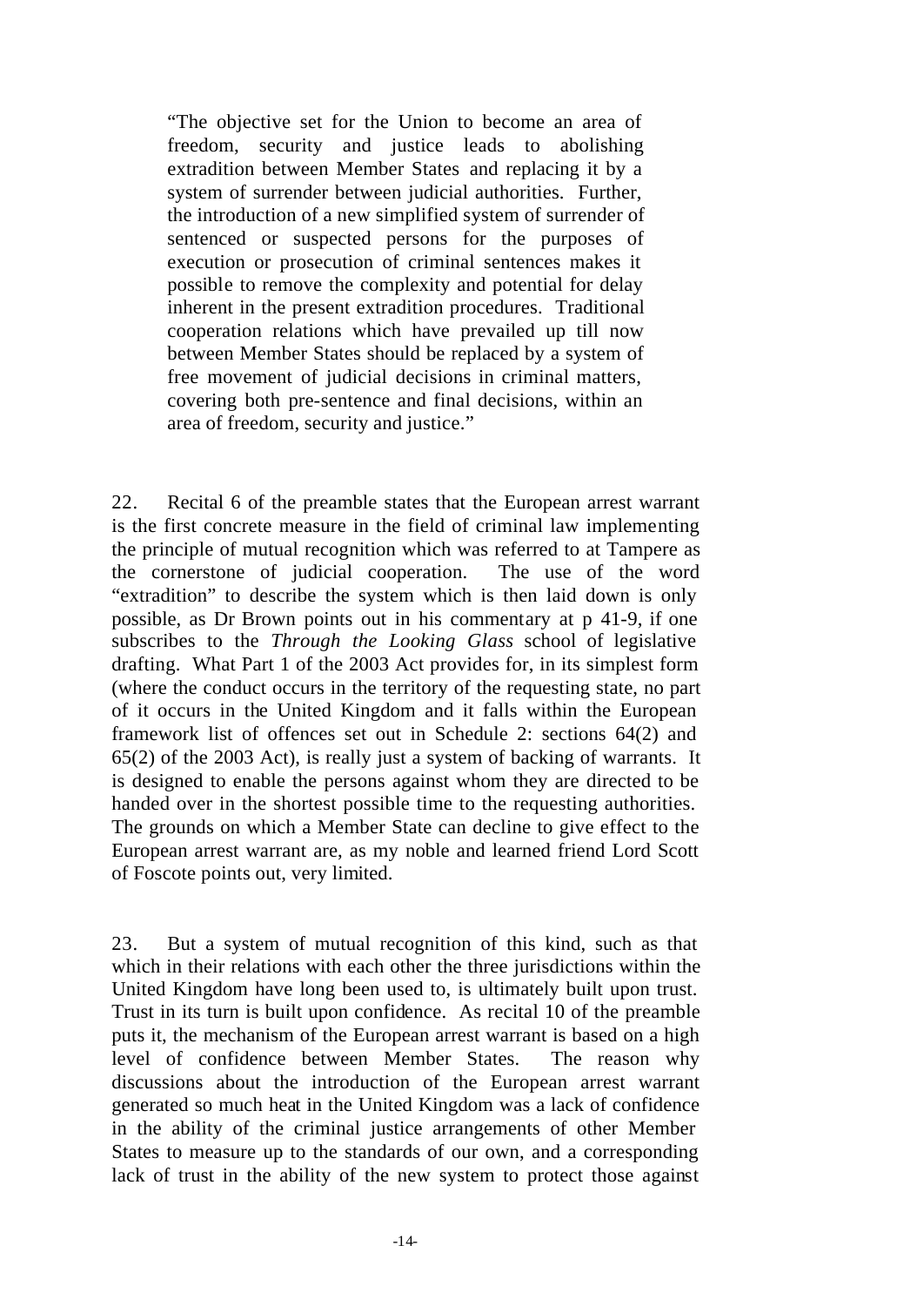> "The objective set for the Union to become an area of freedom, security and justice leads to abolishing extradition between Member States and replacing it by a system of surrender between judicial authorities. Further, the introduction of a new simplified system of surrender of sentenced or suspected persons for the purposes of execution or prosecution of criminal sentences makes it possible to remove the complexity and potential for delay inherent in the present extradition procedures. Traditional cooperation relations which have prevailed up till now between Member States should be replaced by a system of free movement of judicial decisions in criminal matters, covering both pre-sentence and final decisions, within an area of freedom, security and justice."

22. Recital 6 of the preamble states that the European arrest warrant is the first concrete measure in the field of criminal law implementing the principle of mutual recognition which was referred to at Tampere as the cornerstone of judicial cooperation. The use of the word "extradition" to describe the system which is then laid down is only possible, as Dr Brown points out in his commentary at p 41-9, if one subscribes to the *Through the Looking Glass* school of legislative drafting. What Part 1 of the 2003 Act provides for, in its simplest form (where the conduct occurs in the territory of the requesting state, no part of it occurs in the United Kingdom and it falls within the European framework list of offences set out in Schedule 2: sections 64(2) and 65(2) of the 2003 Act), is really just a system of backing of warrants. It is designed to enable the persons against whom they are directed to be handed over in the shortest possible time to the requesting authorities. The grounds on which a Member State can decline to give effect to the European arrest warrant are, as my noble and learned friend Lord Scott of Foscote points out, very limited.

23. But a system of mutual recognition of this kind, such as that which in their relations with each other the three jurisdictions within the United Kingdom have long been used to, is ultimately built upon trust. Trust in its turn is built upon confidence. As recital 10 of the preamble puts it, the mechanism of the European arrest warrant is based on a high level of confidence between Member States. The reason why discussions about the introduction of the European arrest warrant generated so much heat in the United Kingdom was a lack of confidence in the ability of the criminal justice arrangements of other Member States to measure up to the standards of our own, and a corresponding lack of trust in the ability of the new system to protect those against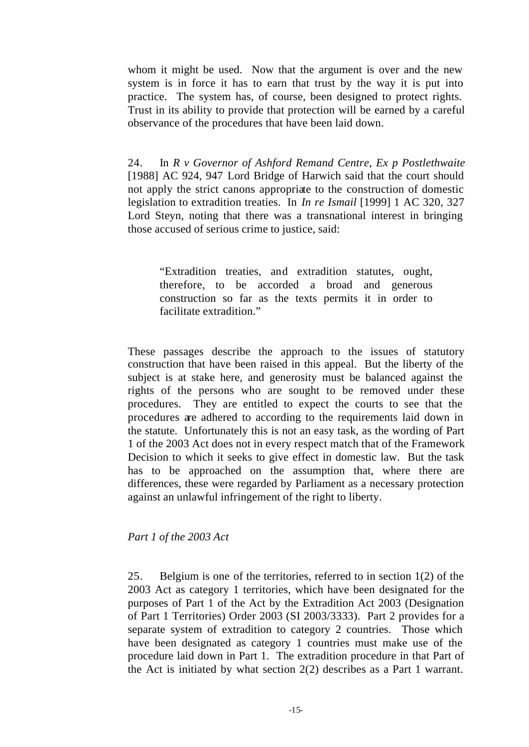whom it might be used. Now that the argument is over and the new system is in force it has to earn that trust by the way it is put into practice. The system has, of course, been designed to protect rights. Trust in its ability to provide that protection will be earned by a careful observance of the procedures that have been laid down.

24. In *R v Governor of Ashford Remand Centre, Ex p Postlethwaite* [1988] AC 924, 947 Lord Bridge of Harwich said that the court should not apply the strict canons appropriate to the construction of domestic legislation to extradition treaties. In *In re Ismail* [1999] 1 AC 320, 327 Lord Steyn, noting that there was a transnational interest in bringing those accused of serious crime to justice, said:

> "Extradition treaties, and extradition statutes, ought, therefore, to be accorded a broad and generous construction so far as the texts permits it in order to facilitate extradition."

These passages describe the approach to the issues of statutory construction that have been raised in this appeal. But the liberty of the subject is at stake here, and generosity must be balanced against the rights of the persons who are sought to be removed under these procedures. They are entitled to expect the courts to see that the procedures are adhered to according to the requirements laid down in the statute. Unfortunately this is not an easy task, as the wording of Part 1 of the 2003 Act does not in every respect match that of the Framework Decision to which it seeks to give effect in domestic law. But the task has to be approached on the assumption that, where there are differences, these were regarded by Parliament as a necessary protection against an unlawful infringement of the right to liberty.

*Part 1 of the 2003 Act*

25. Belgium is one of the territories, referred to in section 1(2) of the 2003 Act as category 1 territories, which have been designated for the purposes of Part 1 of the Act by the Extradition Act 2003 (Designation of Part 1 Territories) Order 2003 (SI 2003/3333). Part 2 provides for a separate system of extradition to category 2 countries. Those which have been designated as category 1 countries must make use of the procedure laid down in Part 1. The extradition procedure in that Part of the Act is initiated by what section 2(2) describes as a Part 1 warrant.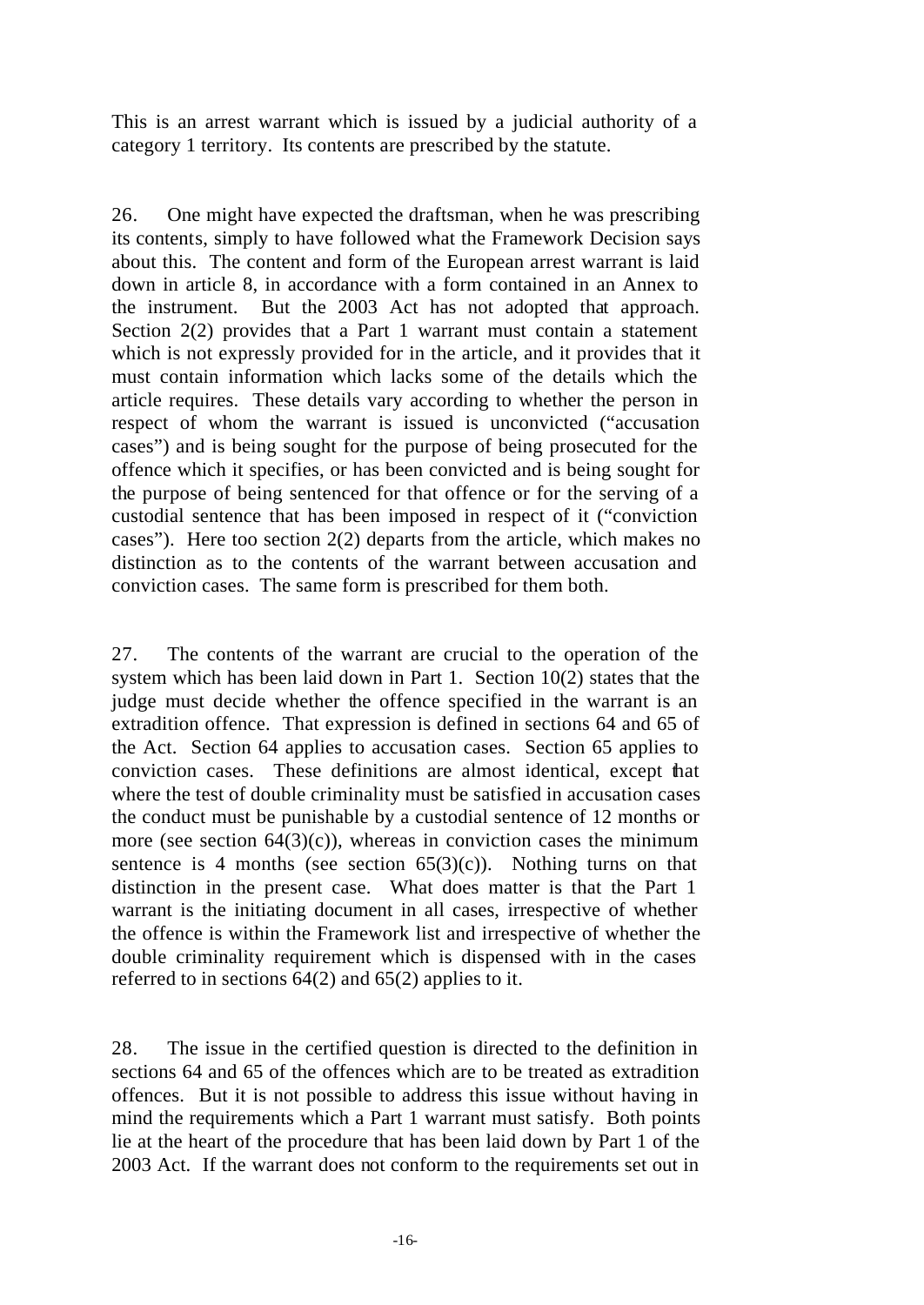This is an arrest warrant which is issued by a judicial authority of a category 1 territory. Its contents are prescribed by the statute.

26. One might have expected the draftsman, when he was prescribing its contents, simply to have followed what the Framework Decision says about this. The content and form of the European arrest warrant is laid down in article 8, in accordance with a form contained in an Annex to the instrument. But the 2003 Act has not adopted that approach. Section 2(2) provides that a Part 1 warrant must contain a statement which is not expressly provided for in the article, and it provides that it must contain information which lacks some of the details which the article requires. These details vary according to whether the person in respect of whom the warrant is issued is unconvicted ("accusation cases") and is being sought for the purpose of being prosecuted for the offence which it specifies, or has been convicted and is being sought for the purpose of being sentenced for that offence or for the serving of a custodial sentence that has been imposed in respect of it ("conviction cases"). Here too section 2(2) departs from the article, which makes no distinction as to the contents of the warrant between accusation and conviction cases. The same form is prescribed for them both.

27. The contents of the warrant are crucial to the operation of the system which has been laid down in Part 1. Section 10(2) states that the judge must decide whether the offence specified in the warrant is an extradition offence. That expression is defined in sections 64 and 65 of the Act. Section 64 applies to accusation cases. Section 65 applies to conviction cases. These definitions are almost identical, except that where the test of double criminality must be satisfied in accusation cases the conduct must be punishable by a custodial sentence of 12 months or more (see section 64(3)(c)), whereas in conviction cases the minimum sentence is 4 months (see section 65(3)(c)). Nothing turns on that distinction in the present case. What does matter is that the Part 1 warrant is the initiating document in all cases, irrespective of whether the offence is within the Framework list and irrespective of whether the double criminality requirement which is dispensed with in the cases referred to in sections 64(2) and 65(2) applies to it.

28. The issue in the certified question is directed to the definition in sections 64 and 65 of the offences which are to be treated as extradition offences. But it is not possible to address this issue without having in mind the requirements which a Part 1 warrant must satisfy. Both points lie at the heart of the procedure that has been laid down by Part 1 of the 2003 Act. If the warrant does not conform to the requirements set out in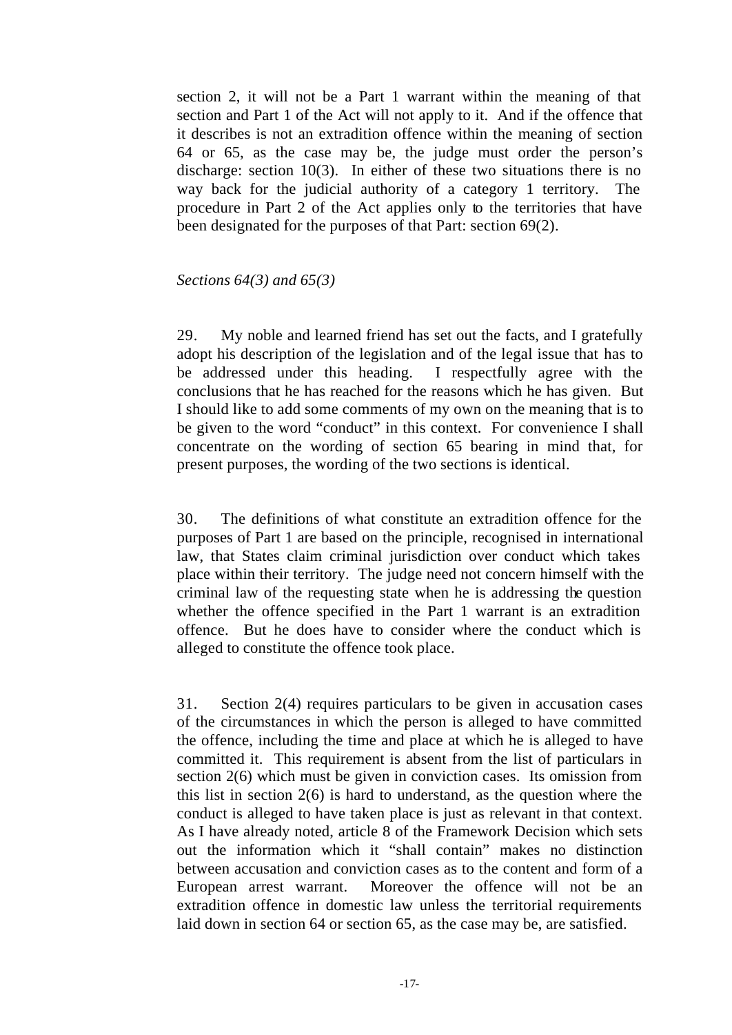section 2, it will not be a Part 1 warrant within the meaning of that section and Part 1 of the Act will not apply to it. And if the offence that it describes is not an extradition offence within the meaning of section 64 or 65, as the case may be, the judge must order the person's discharge: section 10(3). In either of these two situations there is no way back for the judicial authority of a category 1 territory. The procedure in Part 2 of the Act applies only to the territories that have been designated for the purposes of that Part: section 69(2).

*Sections 64(3) and 65(3)*

29. My noble and learned friend has set out the facts, and I gratefully adopt his description of the legislation and of the legal issue that has to be addressed under this heading. I respectfully agree with the conclusions that he has reached for the reasons which he has given. But I should like to add some comments of my own on the meaning that is to be given to the word "conduct" in this context. For convenience I shall concentrate on the wording of section 65 bearing in mind that, for present purposes, the wording of the two sections is identical.

30. The definitions of what constitute an extradition offence for the purposes of Part 1 are based on the principle, recognised in international law, that States claim criminal jurisdiction over conduct which takes place within their territory. The judge need not concern himself with the criminal law of the requesting state when he is addressing the question whether the offence specified in the Part 1 warrant is an extradition offence. But he does have to consider where the conduct which is alleged to constitute the offence took place.

31. Section 2(4) requires particulars to be given in accusation cases of the circumstances in which the person is alleged to have committed the offence, including the time and place at which he is alleged to have committed it. This requirement is absent from the list of particulars in section 2(6) which must be given in conviction cases. Its omission from this list in section 2(6) is hard to understand, as the question where the conduct is alleged to have taken place is just as relevant in that context. As I have already noted, article 8 of the Framework Decision which sets out the information which it "shall contain" makes no distinction between accusation and conviction cases as to the content and form of a European arrest warrant. Moreover the offence will not be an extradition offence in domestic law unless the territorial requirements laid down in section 64 or section 65, as the case may be, are satisfied.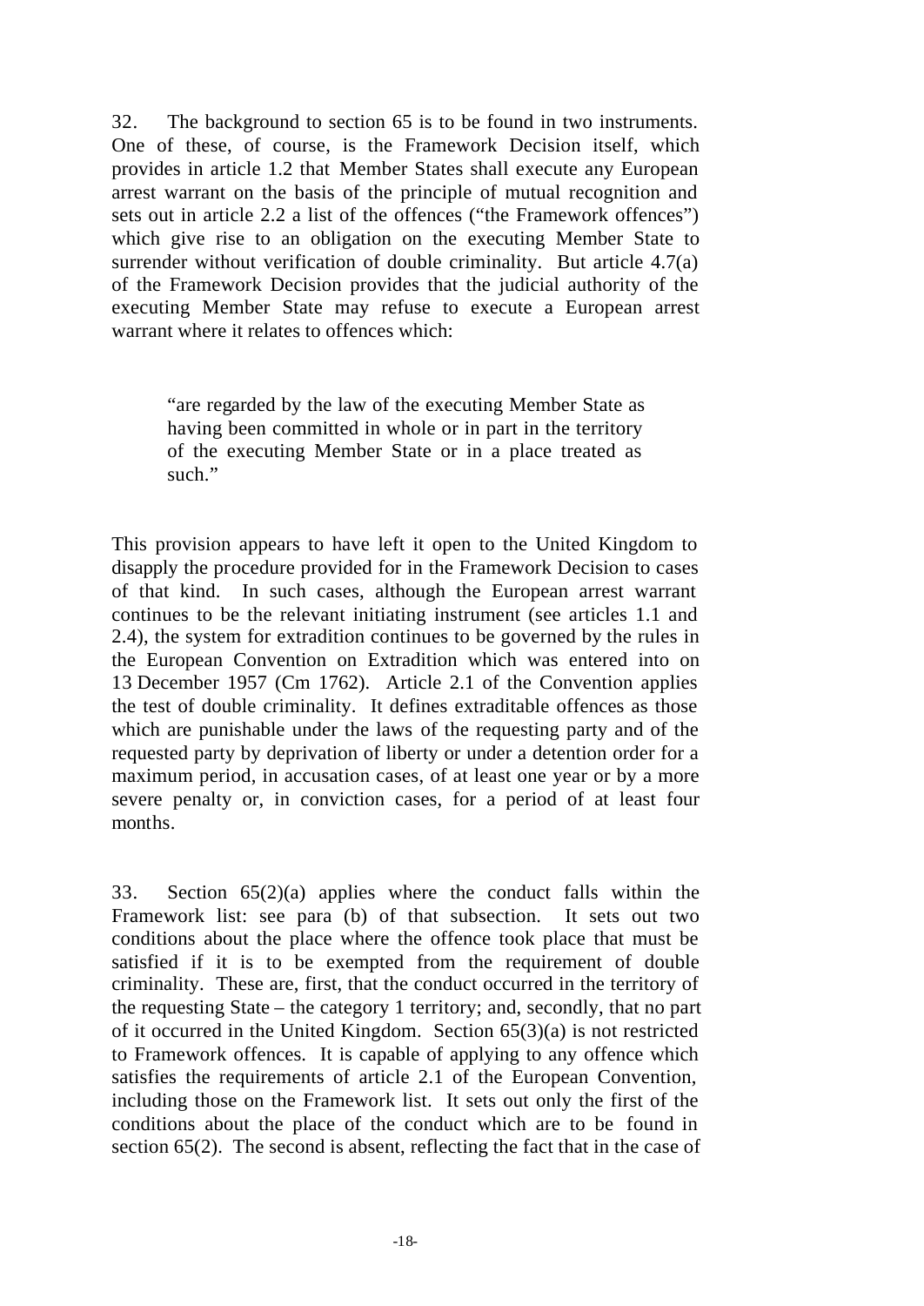32. The background to section 65 is to be found in two instruments. One of these, of course, is the Framework Decision itself, which provides in article 1.2 that Member States shall execute any European arrest warrant on the basis of the principle of mutual recognition and sets out in article 2.2 a list of the offences ("the Framework offences") which give rise to an obligation on the executing Member State to surrender without verification of double criminality. But article 4.7(a) of the Framework Decision provides that the judicial authority of the executing Member State may refuse to execute a European arrest warrant where it relates to offences which:

> "are regarded by the law of the executing Member State as having been committed in whole or in part in the territory of the executing Member State or in a place treated as such."

This provision appears to have left it open to the United Kingdom to disapply the procedure provided for in the Framework Decision to cases of that kind. In such cases, although the European arrest warrant continues to be the relevant initiating instrument (see articles 1.1 and 2.4), the system for extradition continues to be governed by the rules in the European Convention on Extradition which was entered into on 13 December 1957 (Cm 1762). Article 2.1 of the Convention applies the test of double criminality. It defines extraditable offences as those which are punishable under the laws of the requesting party and of the requested party by deprivation of liberty or under a detention order for a maximum period, in accusation cases, of at least one year or by a more severe penalty or, in conviction cases, for a period of at least four months.

33. Section 65(2)(a) applies where the conduct falls within the Framework list: see para (b) of that subsection. It sets out two conditions about the place where the offence took place that must be satisfied if it is to be exempted from the requirement of double criminality. These are, first, that the conduct occurred in the territory of the requesting State – the category 1 territory; and, secondly, that no part of it occurred in the United Kingdom. Section 65(3)(a) is not restricted to Framework offences. It is capable of applying to any offence which satisfies the requirements of article 2.1 of the European Convention, including those on the Framework list. It sets out only the first of the conditions about the place of the conduct which are to be found in section 65(2). The second is absent, reflecting the fact that in the case of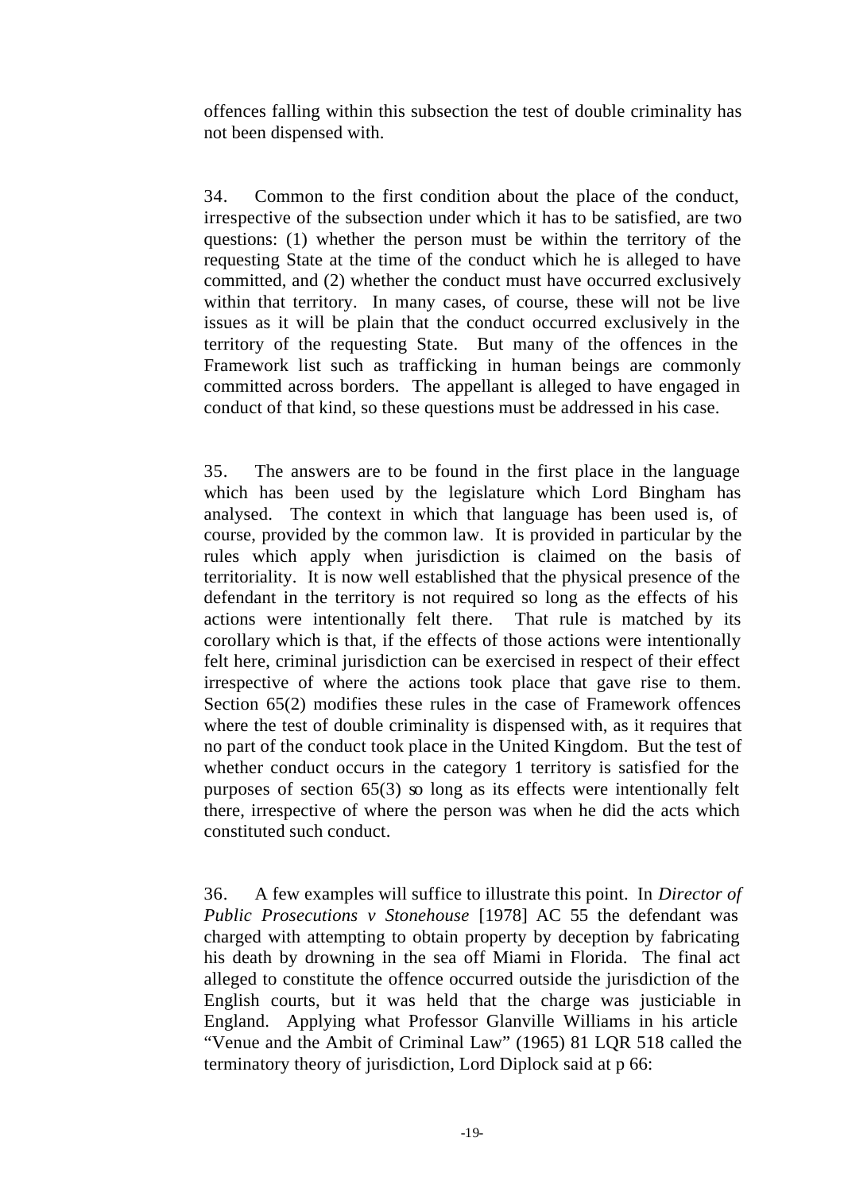offences falling within this subsection the test of double criminality has not been dispensed with.

34. Common to the first condition about the place of the conduct, irrespective of the subsection under which it has to be satisfied, are two questions: (1) whether the person must be within the territory of the requesting State at the time of the conduct which he is alleged to have committed, and (2) whether the conduct must have occurred exclusively within that territory. In many cases, of course, these will not be live issues as it will be plain that the conduct occurred exclusively in the territory of the requesting State. But many of the offences in the Framework list such as trafficking in human beings are commonly committed across borders. The appellant is alleged to have engaged in conduct of that kind, so these questions must be addressed in his case.

35. The answers are to be found in the first place in the language which has been used by the legislature which Lord Bingham has analysed. The context in which that language has been used is, of course, provided by the common law. It is provided in particular by the rules which apply when jurisdiction is claimed on the basis of territoriality. It is now well established that the physical presence of the defendant in the territory is not required so long as the effects of his actions were intentionally felt there. That rule is matched by its corollary which is that, if the effects of those actions were intentionally felt here, criminal jurisdiction can be exercised in respect of their effect irrespective of where the actions took place that gave rise to them. Section 65(2) modifies these rules in the case of Framework offences where the test of double criminality is dispensed with, as it requires that no part of the conduct took place in the United Kingdom. But the test of whether conduct occurs in the category 1 territory is satisfied for the purposes of section 65(3) so long as its effects were intentionally felt there, irrespective of where the person was when he did the acts which constituted such conduct.

36. A few examples will suffice to illustrate this point. In *Director of Public Prosecutions v Stonehouse* [1978] AC 55 the defendant was charged with attempting to obtain property by deception by fabricating his death by drowning in the sea off Miami in Florida. The final act alleged to constitute the offence occurred outside the jurisdiction of the English courts, but it was held that the charge was justiciable in England. Applying what Professor Glanville Williams in his article "Venue and the Ambit of Criminal Law" (1965) 81 LQR 518 called the terminatory theory of jurisdiction, Lord Diplock said at p 66: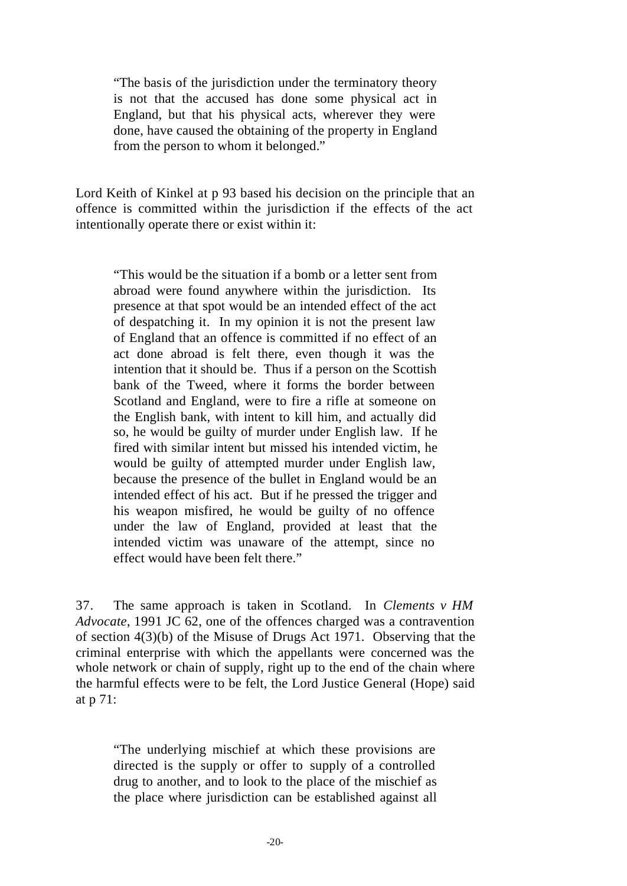> "The basis of the jurisdiction under the terminatory theory is not that the accused has done some physical act in England, but that his physical acts, wherever they were done, have caused the obtaining of the property in England from the person to whom it belonged."

Lord Keith of Kinkel at p 93 based his decision on the principle that an offence is committed within the jurisdiction if the effects of the act intentionally operate there or exist within it:

> "This would be the situation if a bomb or a letter sent from abroad were found anywhere within the jurisdiction. Its presence at that spot would be an intended effect of the act of despatching it. In my opinion it is not the present law of England that an offence is committed if no effect of an act done abroad is felt there, even though it was the intention that it should be. Thus if a person on the Scottish bank of the Tweed, where it forms the border between Scotland and England, were to fire a rifle at someone on the English bank, with intent to kill him, and actually did so, he would be guilty of murder under English law. If he fired with similar intent but missed his intended victim, he would be guilty of attempted murder under English law, because the presence of the bullet in England would be an intended effect of his act. But if he pressed the trigger and his weapon misfired, he would be guilty of no offence under the law of England, provided at least that the intended victim was unaware of the attempt, since no effect would have been felt there."

37. The same approach is taken in Scotland. In *Clements v HM Advocate*, 1991 JC 62, one of the offences charged was a contravention of section 4(3)(b) of the Misuse of Drugs Act 1971. Observing that the criminal enterprise with which the appellants were concerned was the whole network or chain of supply, right up to the end of the chain where the harmful effects were to be felt, the Lord Justice General (Hope) said at p 71:

> "The underlying mischief at which these provisions are directed is the supply or offer to supply of a controlled drug to another, and to look to the place of the mischief as the place where jurisdiction can be established against all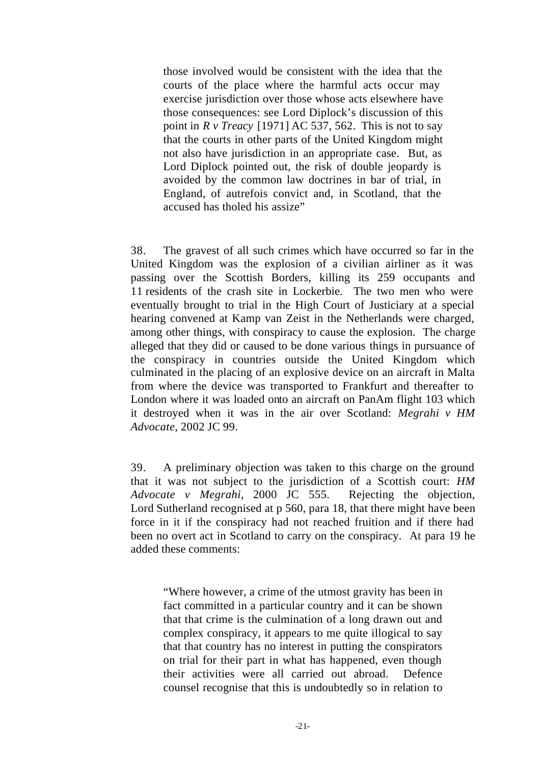> those involved would be consistent with the idea that the courts of the place where the harmful acts occur may exercise jurisdiction over those whose acts elsewhere have those consequences: see Lord Diplock's discussion of this point in *R v Treacy* [1971] AC 537, 562. This is not to say that the courts in other parts of the United Kingdom might not also have jurisdiction in an appropriate case. But, as Lord Diplock pointed out, the risk of double jeopardy is avoided by the common law doctrines in bar of trial, in England, of autrefois convict and, in Scotland, that the accused has tholed his assize"

38. The gravest of all such crimes which have occurred so far in the United Kingdom was the explosion of a civilian airliner as it was passing over the Scottish Borders, killing its 259 occupants and 11 residents of the crash site in Lockerbie. The two men who were eventually brought to trial in the High Court of Justiciary at a special hearing convened at Kamp van Zeist in the Netherlands were charged, among other things, with conspiracy to cause the explosion. The charge alleged that they did or caused to be done various things in pursuance of the conspiracy in countries outside the United Kingdom which culminated in the placing of an explosive device on an aircraft in Malta from where the device was transported to Frankfurt and thereafter to London where it was loaded onto an aircraft on PanAm flight 103 which it destroyed when it was in the air over Scotland: *Megrahi v HM Advocate*, 2002 JC 99.

39. A preliminary objection was taken to this charge on the ground that it was not subject to the jurisdiction of a Scottish court: *HM Advocate v Megrahi*, 2000 JC 555. Rejecting the objection, Lord Sutherland recognised at p 560, para 18, that there might have been force in it if the conspiracy had not reached fruition and if there had been no overt act in Scotland to carry on the conspiracy. At para 19 he added these comments:

> "Where however, a crime of the utmost gravity has been in fact committed in a particular country and it can be shown that that crime is the culmination of a long drawn out and complex conspiracy, it appears to me quite illogical to say that that country has no interest in putting the conspirators on trial for their part in what has happened, even though their activities were all carried out abroad. Defence counsel recognise that this is undoubtedly so in relation to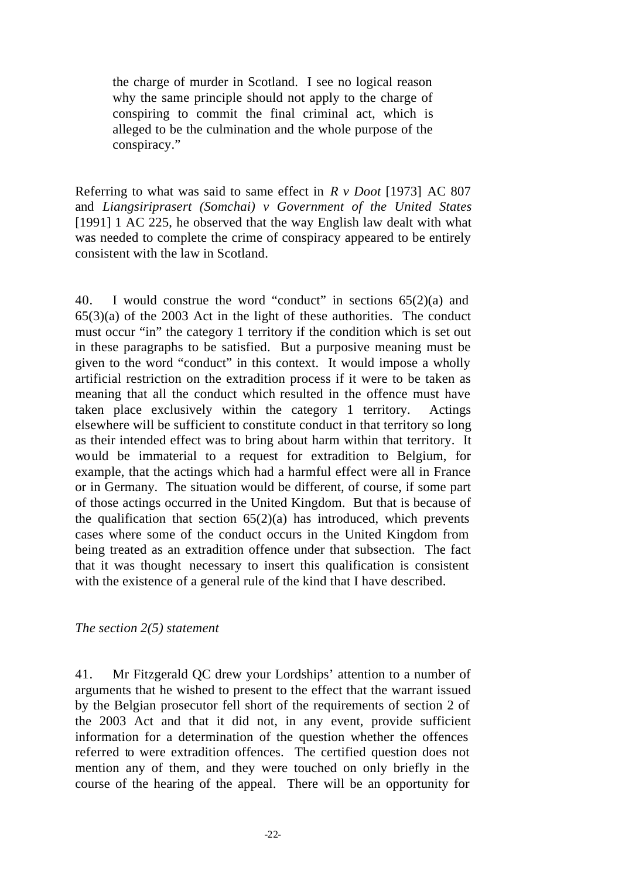> the charge of murder in Scotland. I see no logical reason why the same principle should not apply to the charge of conspiring to commit the final criminal act, which is alleged to be the culmination and the whole purpose of the conspiracy."

Referring to what was said to same effect in *R v Doot* [1973] AC 807 and *Liangsiriprasert (Somchai) v Government of the United States* [1991] 1 AC 225, he observed that the way English law dealt with what was needed to complete the crime of conspiracy appeared to be entirely consistent with the law in Scotland.

40. I would construe the word "conduct" in sections 65(2)(a) and 65(3)(a) of the 2003 Act in the light of these authorities. The conduct must occur "in" the category 1 territory if the condition which is set out in these paragraphs to be satisfied. But a purposive meaning must be given to the word "conduct" in this context. It would impose a wholly artificial restriction on the extradition process if it were to be taken as meaning that all the conduct which resulted in the offence must have taken place exclusively within the category 1 territory. Actings elsewhere will be sufficient to constitute conduct in that territory so long as their intended effect was to bring about harm within that territory. It would be immaterial to a request for extradition to Belgium, for example, that the actings which had a harmful effect were all in France or in Germany. The situation would be different, of course, if some part of those actings occurred in the United Kingdom. But that is because of the qualification that section 65(2)(a) has introduced, which prevents cases where some of the conduct occurs in the United Kingdom from being treated as an extradition offence under that subsection. The fact that it was thought necessary to insert this qualification is consistent with the existence of a general rule of the kind that I have described.

*The section 2(5) statement*

41. Mr Fitzgerald QC drew your Lordships' attention to a number of arguments that he wished to present to the effect that the warrant issued by the Belgian prosecutor fell short of the requirements of section 2 of the 2003 Act and that it did not, in any event, provide sufficient information for a determination of the question whether the offences referred to were extradition offences. The certified question does not mention any of them, and they were touched on only briefly in the course of the hearing of the appeal. There will be an opportunity for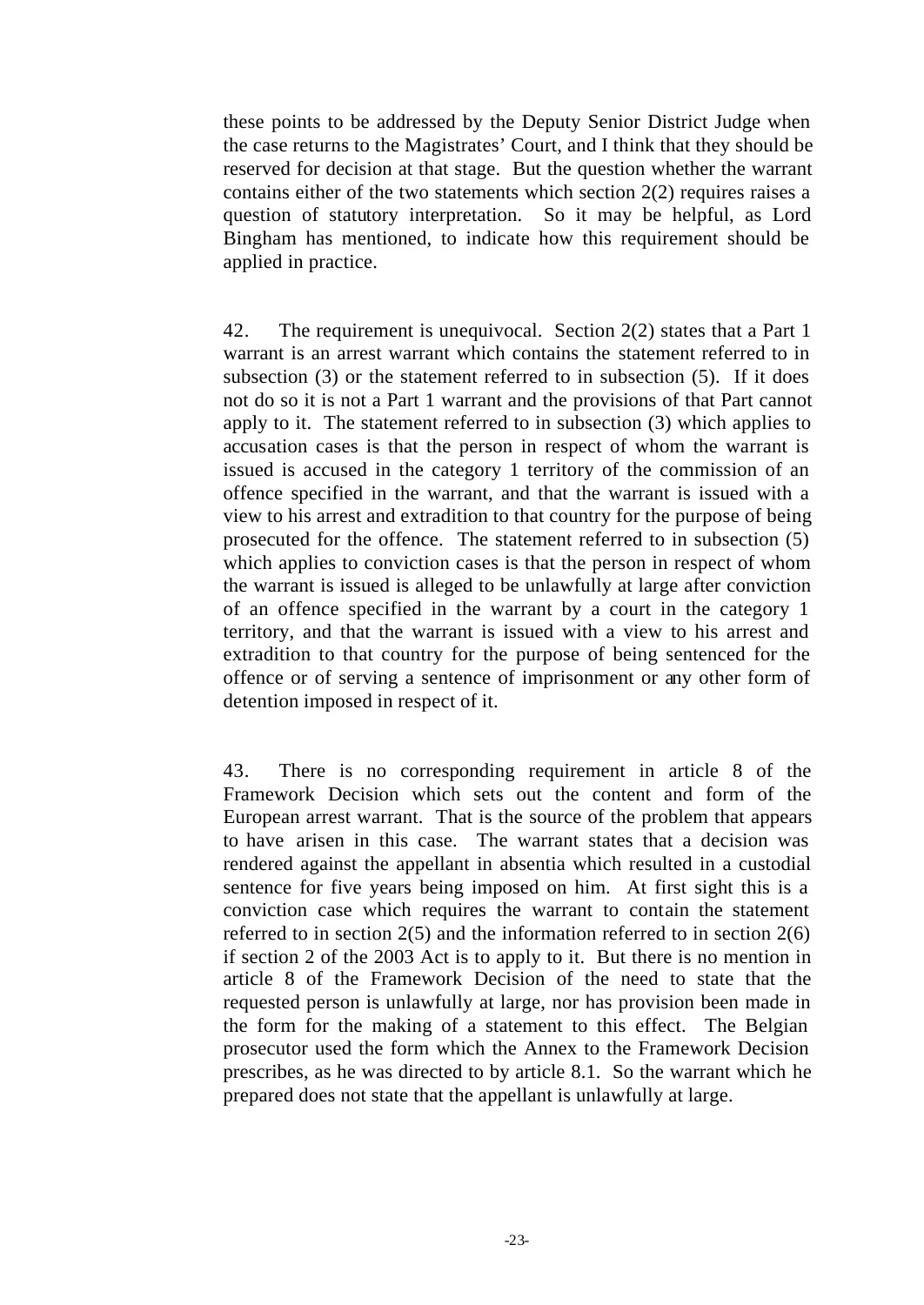these points to be addressed by the Deputy Senior District Judge when the case returns to the Magistrates' Court, and I think that they should be reserved for decision at that stage. But the question whether the warrant contains either of the two statements which section 2(2) requires raises a question of statutory interpretation. So it may be helpful, as Lord Bingham has mentioned, to indicate how this requirement should be applied in practice.

42. The requirement is unequivocal. Section 2(2) states that a Part 1 warrant is an arrest warrant which contains the statement referred to in subsection (3) or the statement referred to in subsection (5). If it does not do so it is not a Part 1 warrant and the provisions of that Part cannot apply to it. The statement referred to in subsection (3) which applies to accusation cases is that the person in respect of whom the warrant is issued is accused in the category 1 territory of the commission of an offence specified in the warrant, and that the warrant is issued with a view to his arrest and extradition to that country for the purpose of being prosecuted for the offence. The statement referred to in subsection (5) which applies to conviction cases is that the person in respect of whom the warrant is issued is alleged to be unlawfully at large after conviction of an offence specified in the warrant by a court in the category 1 territory, and that the warrant is issued with a view to his arrest and extradition to that country for the purpose of being sentenced for the offence or of serving a sentence of imprisonment or any other form of detention imposed in respect of it.

43. There is no corresponding requirement in article 8 of the Framework Decision which sets out the content and form of the European arrest warrant. That is the source of the problem that appears to have arisen in this case. The warrant states that a decision was rendered against the appellant in absentia which resulted in a custodial sentence for five years being imposed on him. At first sight this is a conviction case which requires the warrant to contain the statement referred to in section 2(5) and the information referred to in section 2(6) if section 2 of the 2003 Act is to apply to it. But there is no mention in article 8 of the Framework Decision of the need to state that the requested person is unlawfully at large, nor has provision been made in the form for the making of a statement to this effect. The Belgian prosecutor used the form which the Annex to the Framework Decision prescribes, as he was directed to by article 8.1. So the warrant which he prepared does not state that the appellant is unlawfully at large.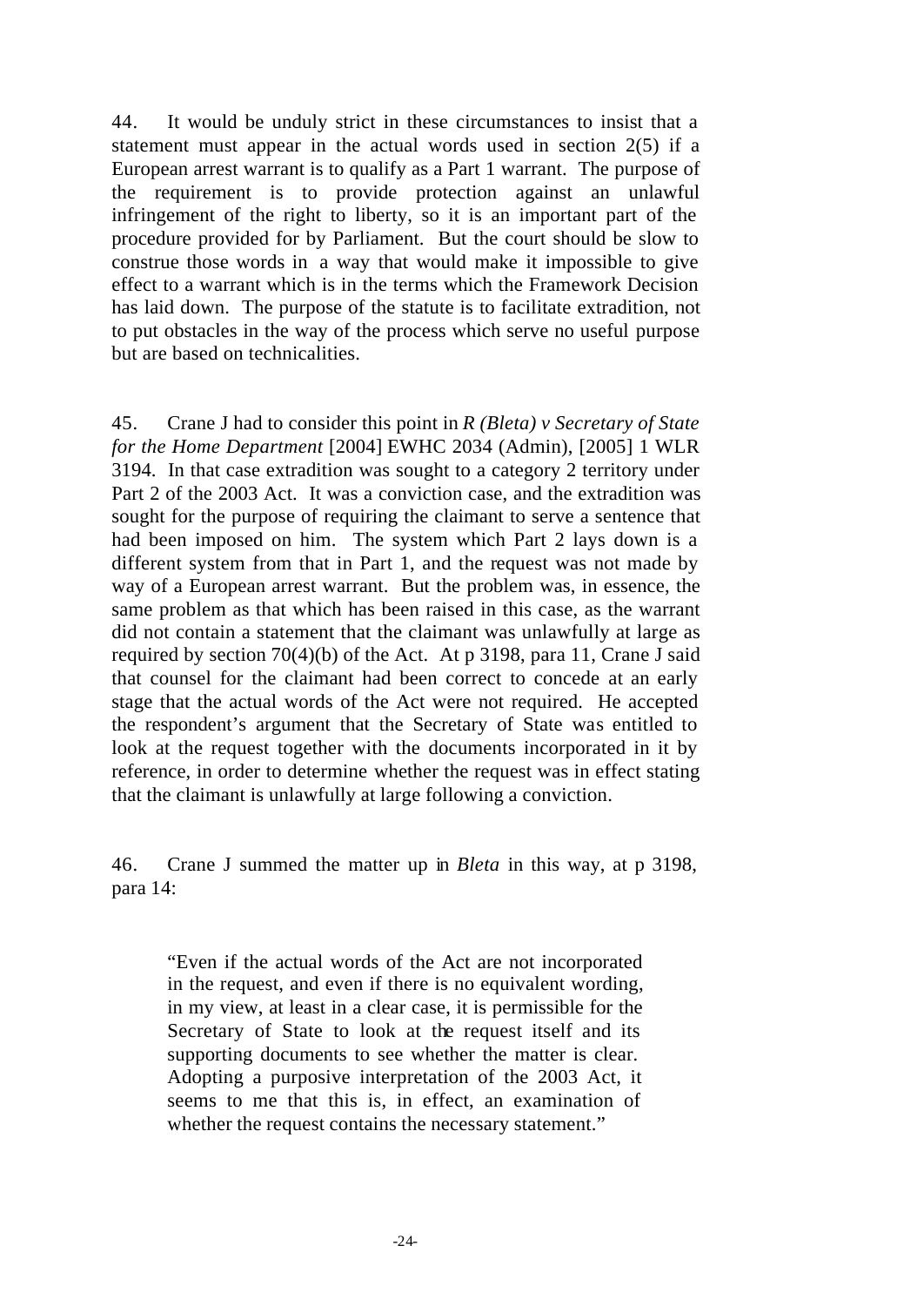44. It would be unduly strict in these circumstances to insist that a statement must appear in the actual words used in section 2(5) if a European arrest warrant is to qualify as a Part 1 warrant. The purpose of the requirement is to provide protection against an unlawful infringement of the right to liberty, so it is an important part of the procedure provided for by Parliament. But the court should be slow to construe those words in a way that would make it impossible to give effect to a warrant which is in the terms which the Framework Decision has laid down. The purpose of the statute is to facilitate extradition, not to put obstacles in the way of the process which serve no useful purpose but are based on technicalities.

45. Crane J had to consider this point in *R (Bleta) v Secretary of State for the Home Department* [2004] EWHC 2034 (Admin), [2005] 1 WLR 3194. In that case extradition was sought to a category 2 territory under Part 2 of the 2003 Act. It was a conviction case, and the extradition was sought for the purpose of requiring the claimant to serve a sentence that had been imposed on him. The system which Part 2 lays down is a different system from that in Part 1, and the request was not made by way of a European arrest warrant. But the problem was, in essence, the same problem as that which has been raised in this case, as the warrant did not contain a statement that the claimant was unlawfully at large as required by section 70(4)(b) of the Act. At p 3198, para 11, Crane J said that counsel for the claimant had been correct to concede at an early stage that the actual words of the Act were not required. He accepted the respondent's argument that the Secretary of State was entitled to look at the request together with the documents incorporated in it by reference, in order to determine whether the request was in effect stating that the claimant is unlawfully at large following a conviction.

46. Crane J summed the matter up in *Bleta* in this way, at p 3198, para 14:

> "Even if the actual words of the Act are not incorporated in the request, and even if there is no equivalent wording, in my view, at least in a clear case, it is permissible for the Secretary of State to look at the request itself and its supporting documents to see whether the matter is clear. Adopting a purposive interpretation of the 2003 Act, it seems to me that this is, in effect, an examination of whether the request contains the necessary statement."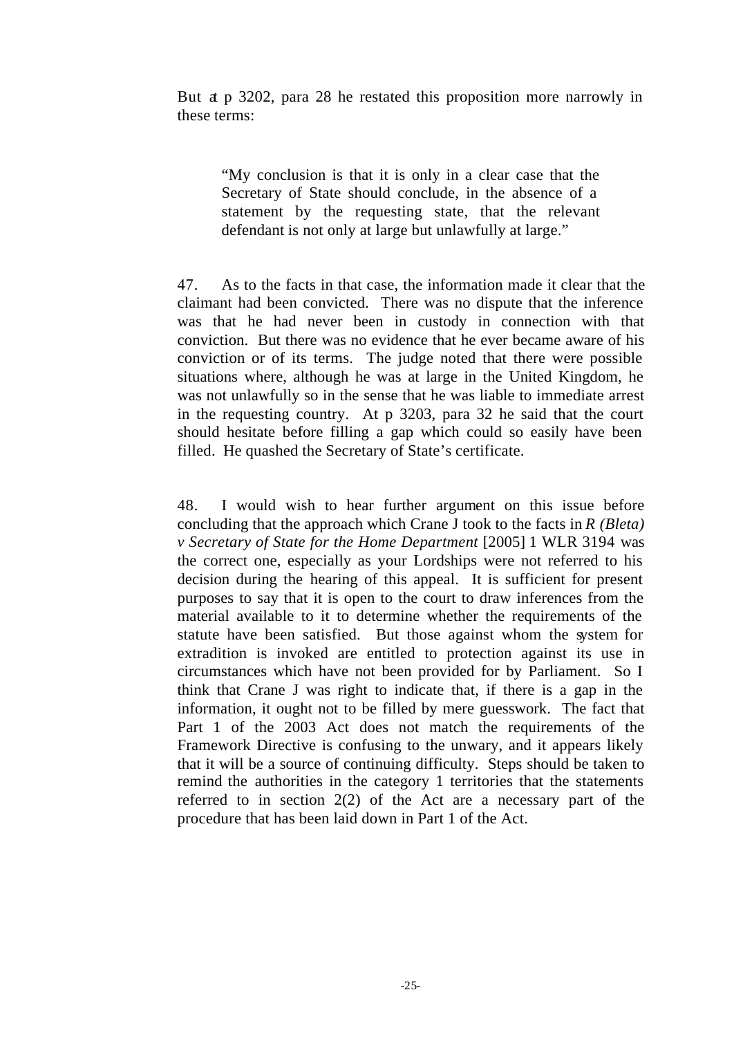But at p 3202, para 28 he restated this proposition more narrowly in these terms:

> "My conclusion is that it is only in a clear case that the Secretary of State should conclude, in the absence of a statement by the requesting state, that the relevant defendant is not only at large but unlawfully at large."

47. As to the facts in that case, the information made it clear that the claimant had been convicted. There was no dispute that the inference was that he had never been in custody in connection with that conviction. But there was no evidence that he ever became aware of his conviction or of its terms. The judge noted that there were possible situations where, although he was at large in the United Kingdom, he was not unlawfully so in the sense that he was liable to immediate arrest in the requesting country. At p 3203, para 32 he said that the court should hesitate before filling a gap which could so easily have been filled. He quashed the Secretary of State's certificate.

48. I would wish to hear further argument on this issue before concluding that the approach which Crane J took to the facts in *R (Bleta) v Secretary of State for the Home Department* [2005] 1 WLR 3194 was the correct one, especially as your Lordships were not referred to his decision during the hearing of this appeal. It is sufficient for present purposes to say that it is open to the court to draw inferences from the material available to it to determine whether the requirements of the statute have been satisfied. But those against whom the system for extradition is invoked are entitled to protection against its use in circumstances which have not been provided for by Parliament. So I think that Crane J was right to indicate that, if there is a gap in the information, it ought not to be filled by mere guesswork. The fact that Part 1 of the 2003 Act does not match the requirements of the Framework Directive is confusing to the unwary, and it appears likely that it will be a source of continuing difficulty. Steps should be taken to remind the authorities in the category 1 territories that the statements referred to in section 2(2) of the Act are a necessary part of the procedure that has been laid down in Part 1 of the Act.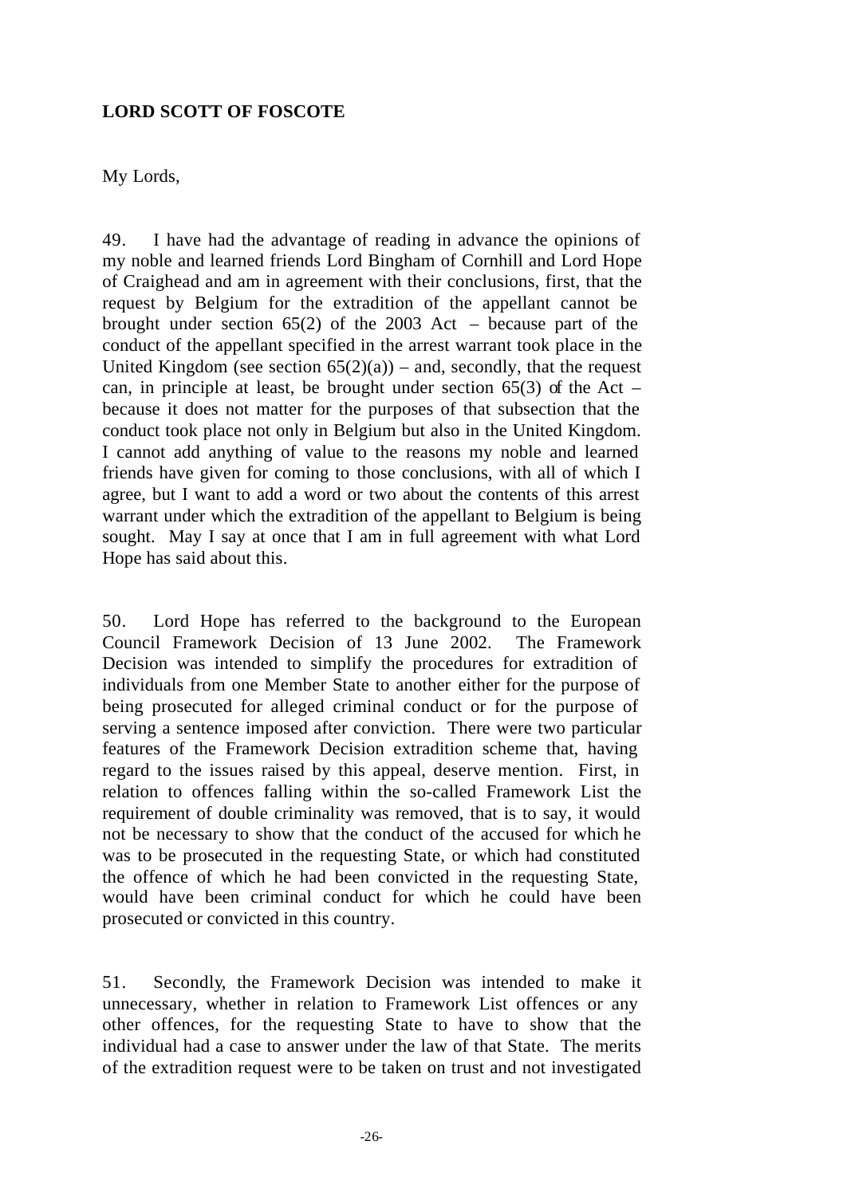**LORD SCOTT OF FOSCOTE**

My Lords,

49. I have had the advantage of reading in advance the opinions of my noble and learned friends Lord Bingham of Cornhill and Lord Hope of Craighead and am in agreement with their conclusions, first, that the request by Belgium for the extradition of the appellant cannot be brought under section 65(2) of the 2003 Act – because part of the conduct of the appellant specified in the arrest warrant took place in the United Kingdom (see section 65(2)(a)) – and, secondly, that the request can, in principle at least, be brought under section 65(3) of the Act – because it does not matter for the purposes of that subsection that the conduct took place not only in Belgium but also in the United Kingdom. I cannot add anything of value to the reasons my noble and learned friends have given for coming to those conclusions, with all of which I agree, but I want to add a word or two about the contents of this arrest warrant under which the extradition of the appellant to Belgium is being sought. May I say at once that I am in full agreement with what Lord Hope has said about this.

50. Lord Hope has referred to the background to the European Council Framework Decision of 13 June 2002. The Framework Decision was intended to simplify the procedures for extradition of individuals from one Member State to another either for the purpose of being prosecuted for alleged criminal conduct or for the purpose of serving a sentence imposed after conviction. There were two particular features of the Framework Decision extradition scheme that, having regard to the issues raised by this appeal, deserve mention. First, in relation to offences falling within the so-called Framework List the requirement of double criminality was removed, that is to say, it would not be necessary to show that the conduct of the accused for which he was to be prosecuted in the requesting State, or which had constituted the offence of which he had been convicted in the requesting State, would have been criminal conduct for which he could have been prosecuted or convicted in this country.

51. Secondly, the Framework Decision was intended to make it unnecessary, whether in relation to Framework List offences or any other offences, for the requesting State to have to show that the individual had a case to answer under the law of that State. The merits of the extradition request were to be taken on trust and not investigated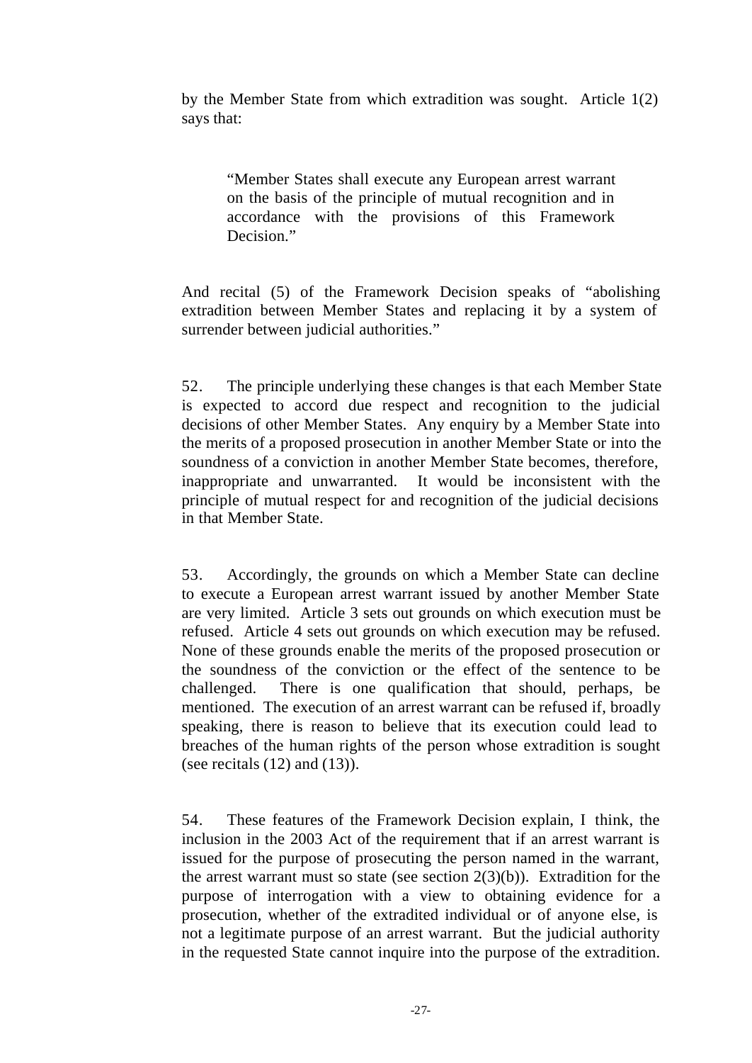by the Member State from which extradition was sought. Article 1(2) says that:

> "Member States shall execute any European arrest warrant on the basis of the principle of mutual recognition and in accordance with the provisions of this Framework Decision."

And recital (5) of the Framework Decision speaks of "abolishing extradition between Member States and replacing it by a system of surrender between judicial authorities."

52. The principle underlying these changes is that each Member State is expected to accord due respect and recognition to the judicial decisions of other Member States. Any enquiry by a Member State into the merits of a proposed prosecution in another Member State or into the soundness of a conviction in another Member State becomes, therefore, inappropriate and unwarranted. It would be inconsistent with the principle of mutual respect for and recognition of the judicial decisions in that Member State.

53. Accordingly, the grounds on which a Member State can decline to execute a European arrest warrant issued by another Member State are very limited. Article 3 sets out grounds on which execution must be refused. Article 4 sets out grounds on which execution may be refused. None of these grounds enable the merits of the proposed prosecution or the soundness of the conviction or the effect of the sentence to be challenged. There is one qualification that should, perhaps, be mentioned. The execution of an arrest warrant can be refused if, broadly speaking, there is reason to believe that its execution could lead to breaches of the human rights of the person whose extradition is sought (see recitals (12) and (13)).

54. These features of the Framework Decision explain, I think, the inclusion in the 2003 Act of the requirement that if an arrest warrant is issued for the purpose of prosecuting the person named in the warrant, the arrest warrant must so state (see section 2(3)(b)). Extradition for the purpose of interrogation with a view to obtaining evidence for a prosecution, whether of the extradited individual or of anyone else, is not a legitimate purpose of an arrest warrant. But the judicial authority in the requested State cannot inquire into the purpose of the extradition.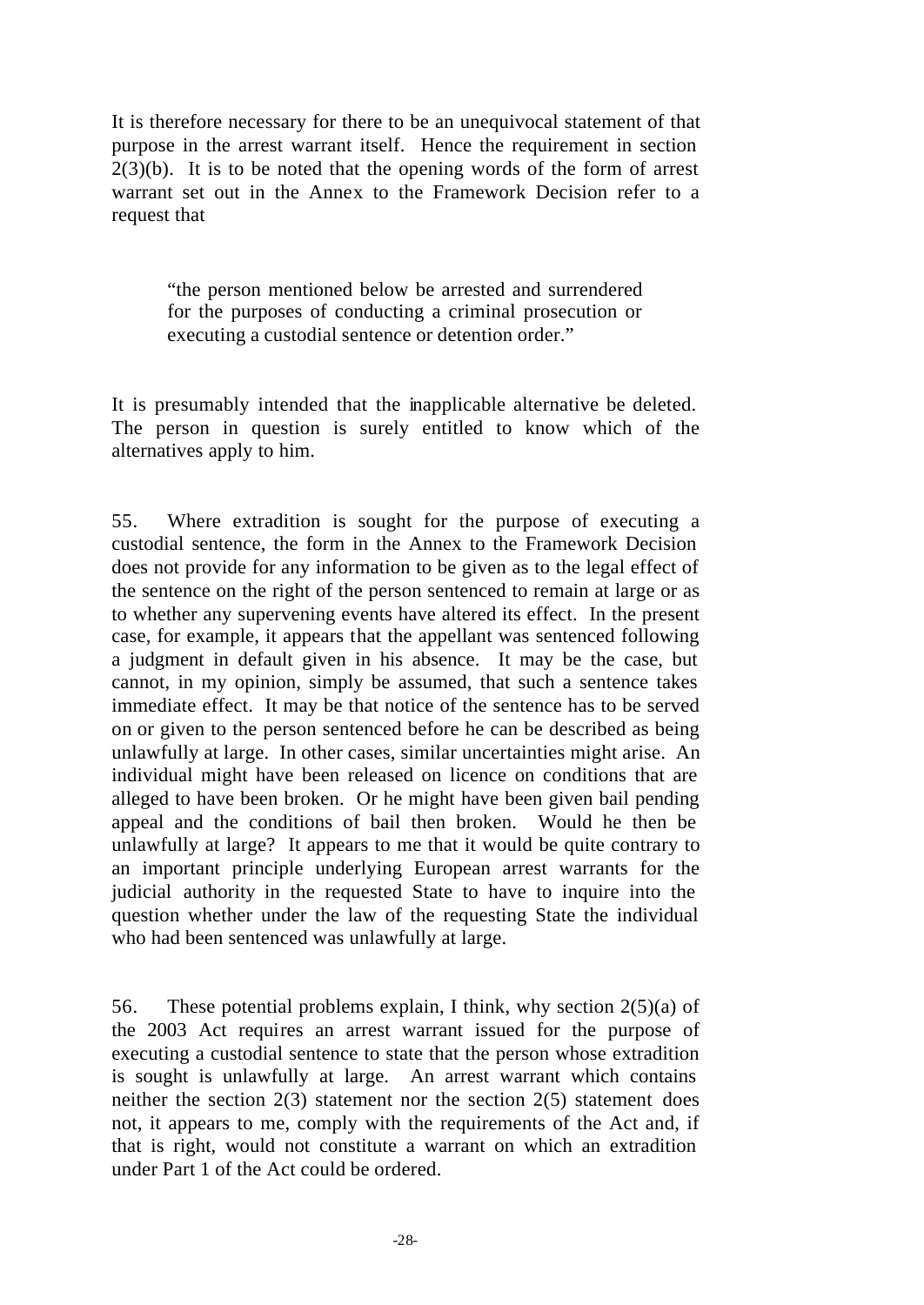It is therefore necessary for there to be an unequivocal statement of that purpose in the arrest warrant itself. Hence the requirement in section 2(3)(b). It is to be noted that the opening words of the form of arrest warrant set out in the Annex to the Framework Decision refer to a request that

> "the person mentioned below be arrested and surrendered for the purposes of conducting a criminal prosecution or executing a custodial sentence or detention order."

It is presumably intended that the inapplicable alternative be deleted. The person in question is surely entitled to know which of the alternatives apply to him.

55. Where extradition is sought for the purpose of executing a custodial sentence, the form in the Annex to the Framework Decision does not provide for any information to be given as to the legal effect of the sentence on the right of the person sentenced to remain at large or as to whether any supervening events have altered its effect. In the present case, for example, it appears that the appellant was sentenced following a judgment in default given in his absence. It may be the case, but cannot, in my opinion, simply be assumed, that such a sentence takes immediate effect. It may be that notice of the sentence has to be served on or given to the person sentenced before he can be described as being unlawfully at large. In other cases, similar uncertainties might arise. An individual might have been released on licence on conditions that are alleged to have been broken. Or he might have been given bail pending appeal and the conditions of bail then broken. Would he then be unlawfully at large? It appears to me that it would be quite contrary to an important principle underlying European arrest warrants for the judicial authority in the requested State to have to inquire into the question whether under the law of the requesting State the individual who had been sentenced was unlawfully at large.

56. These potential problems explain, I think, why section 2(5)(a) of the 2003 Act requires an arrest warrant issued for the purpose of executing a custodial sentence to state that the person whose extradition is sought is unlawfully at large. An arrest warrant which contains neither the section 2(3) statement nor the section 2(5) statement does not, it appears to me, comply with the requirements of the Act and, if that is right, would not constitute a warrant on which an extradition under Part 1 of the Act could be ordered.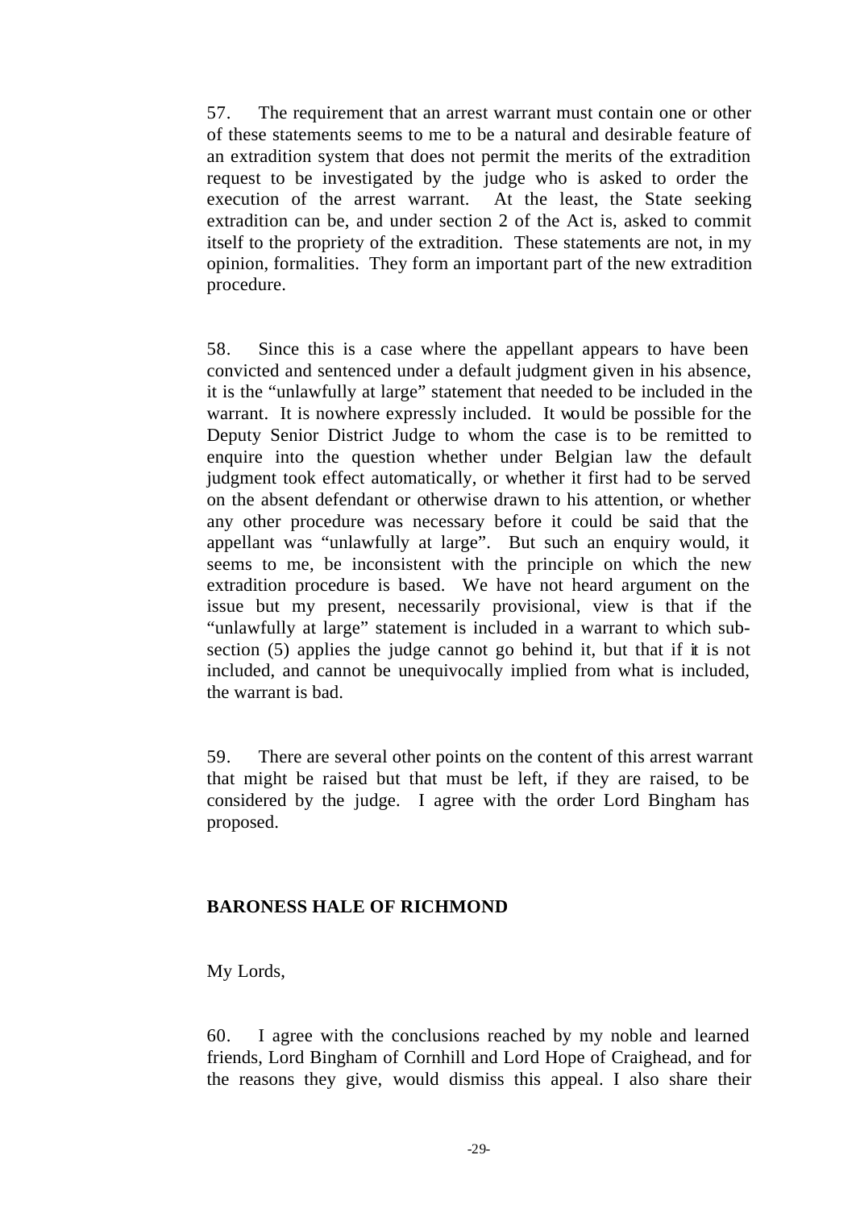57. The requirement that an arrest warrant must contain one or other of these statements seems to me to be a natural and desirable feature of an extradition system that does not permit the merits of the extradition request to be investigated by the judge who is asked to order the execution of the arrest warrant. At the least, the State seeking extradition can be, and under section 2 of the Act is, asked to commit itself to the propriety of the extradition. These statements are not, in my opinion, formalities. They form an important part of the new extradition procedure.

58. Since this is a case where the appellant appears to have been convicted and sentenced under a default judgment given in his absence, it is the "unlawfully at large" statement that needed to be included in the warrant. It is nowhere expressly included. It would be possible for the Deputy Senior District Judge to whom the case is to be remitted to enquire into the question whether under Belgian law the default judgment took effect automatically, or whether it first had to be served on the absent defendant or otherwise drawn to his attention, or whether any other procedure was necessary before it could be said that the appellant was "unlawfully at large". But such an enquiry would, it seems to me, be inconsistent with the principle on which the new extradition procedure is based. We have not heard argument on the issue but my present, necessarily provisional, view is that if the "unlawfully at large" statement is included in a warrant to which sub-section (5) applies the judge cannot go behind it, but that if it is not included, and cannot be unequivocally implied from what is included, the warrant is bad.

59. There are several other points on the content of this arrest warrant that might be raised but that must be left, if they are raised, to be considered by the judge. I agree with the order Lord Bingham has proposed.

**BARONESS HALE OF RICHMOND**

My Lords,

60. I agree with the conclusions reached by my noble and learned friends, Lord Bingham of Cornhill and Lord Hope of Craighead, and for the reasons they give, would dismiss this appeal. I also share their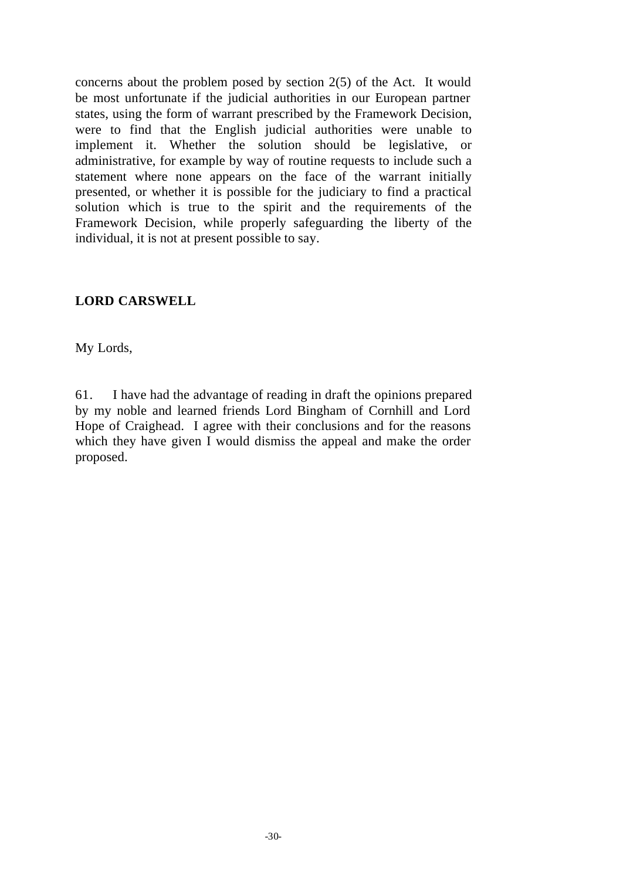concerns about the problem posed by section 2(5) of the Act. It would be most unfortunate if the judicial authorities in our European partner states, using the form of warrant prescribed by the Framework Decision, were to find that the English judicial authorities were unable to implement it. Whether the solution should be legislative, or administrative, for example by way of routine requests to include such a statement where none appears on the face of the warrant initially presented, or whether it is possible for the judiciary to find a practical solution which is true to the spirit and the requirements of the Framework Decision, while properly safeguarding the liberty of the individual, it is not at present possible to say.

**LORD CARSWELL**

My Lords,

61. I have had the advantage of reading in draft the opinions prepared by my noble and learned friends Lord Bingham of Cornhill and Lord Hope of Craighead. I agree with their conclusions and for the reasons which they have given I would dismiss the appeal and make the order proposed.